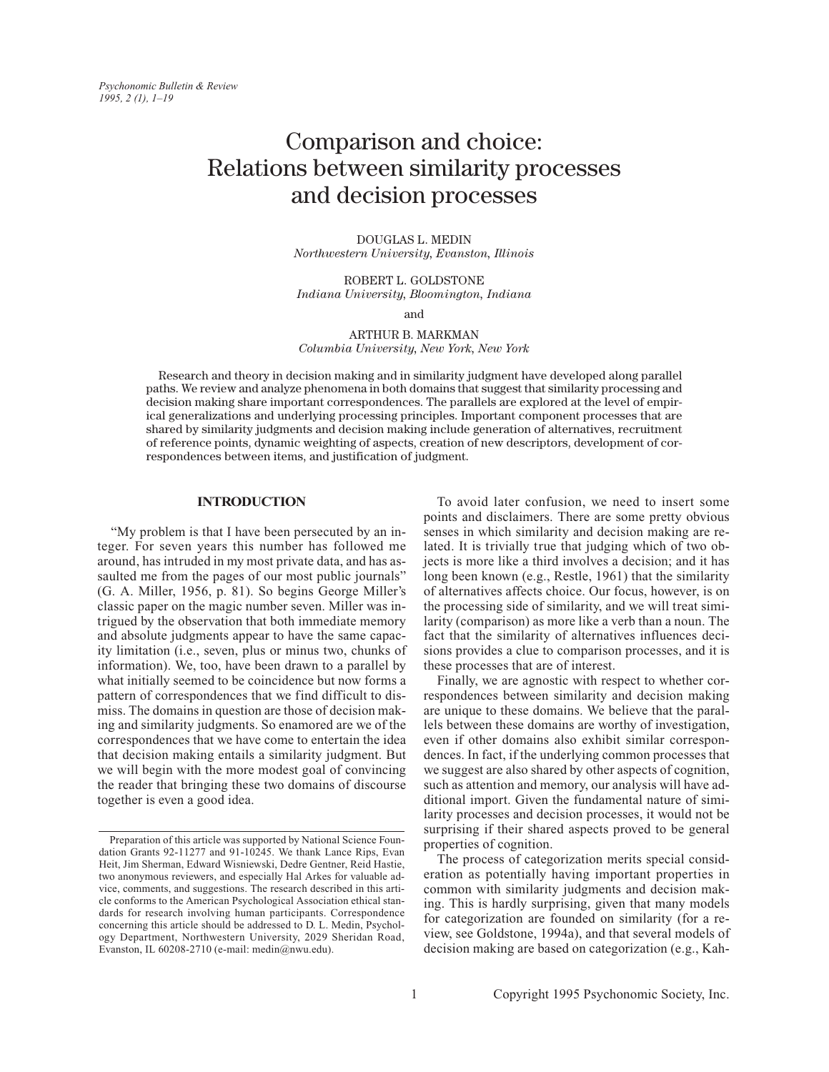# Comparison and choice: Relations between similarity processes and decision processes

DOUGLAS L. MEDIN
*Northwestern University, Evanston, Illinois*

ROBERT L. GOLDSTONE
*Indiana University, Bloomington, Indiana*

and

ARTHUR B. MARKMAN
*Columbia University, New York, New York*

Research and theory in decision making and in similarity judgment have developed along parallel paths. We review and analyze phenomena in both domains that suggest that similarity processing and decision making share important correspondences. The parallels are explored at the level of empirical generalizations and underlying processing principles. Important component processes that are shared by similarity judgments and decision making include generation of alternatives, recruitment of reference points, dynamic weighting of aspects, creation of new descriptors, development of correspondences between items, and justification of judgment.

## INTRODUCTION

"My problem is that I have been persecuted by an integer. For seven years this number has followed me around, has intruded in my most private data, and has assaulted me from the pages of our most public journals" (G. A. Miller, 1956, p. 81). So begins George Miller's classic paper on the magic number seven. Miller was intrigued by the observation that both immediate memory and absolute judgments appear to have the same capacity limitation (i.e., seven, plus or minus two, chunks of information). We, too, have been drawn to a parallel by what initially seemed to be coincidence but now forms a pattern of correspondences that we find difficult to dismiss. The domains in question are those of decision making and similarity judgments. So enamored are we of the correspondences that we have come to entertain the idea that decision making entails a similarity judgment. But we will begin with the more modest goal of convincing the reader that bringing these two domains of discourse together is even a good idea.

To avoid later confusion, we need to insert some points and disclaimers. There are some pretty obvious senses in which similarity and decision making are related. It is trivially true that judging which of two objects is more like a third involves a decision; and it has long been known (e.g., Restle, 1961) that the similarity of alternatives affects choice. Our focus, however, is on the processing side of similarity, and we will treat similarity (comparison) as more like a verb than a noun. The fact that the similarity of alternatives influences decisions provides a clue to comparison processes, and it is these processes that are of interest.

Finally, we are agnostic with respect to whether correspondences between similarity and decision making are unique to these domains. We believe that the parallels between these domains are worthy of investigation, even if other domains also exhibit similar correspondences. In fact, if the underlying common processes that we suggest are also shared by other aspects of cognition, such as attention and memory, our analysis will have additional import. Given the fundamental nature of similarity processes and decision processes, it would not be surprising if their shared aspects proved to be general properties of cognition.

The process of categorization merits special consideration as potentially having important properties in common with similarity judgments and decision making. This is hardly surprising, given that many models for categorization are founded on similarity (for a review, see Goldstone, 1994a), and that several models of decision making are based on categorization (e.g., Kah-

---

Preparation of this article was supported by National Science Foundation Grants 92-11277 and 91-10245. We thank Lance Rips, Evan Heit, Jim Sherman, Edward Wisniewski, Dedre Gentner, Reid Hastie, two anonymous reviewers, and especially Hal Arkes for valuable advice, comments, and suggestions. The research described in this article conforms to the American Psychological Association ethical standards for research involving human participants. Correspondence concerning this article should be addressed to D. L. Medin, Psychology Department, Northwestern University, 2029 Sheridan Road, Evanston, IL 60208-2710 (e-mail: medin@nwu.edu).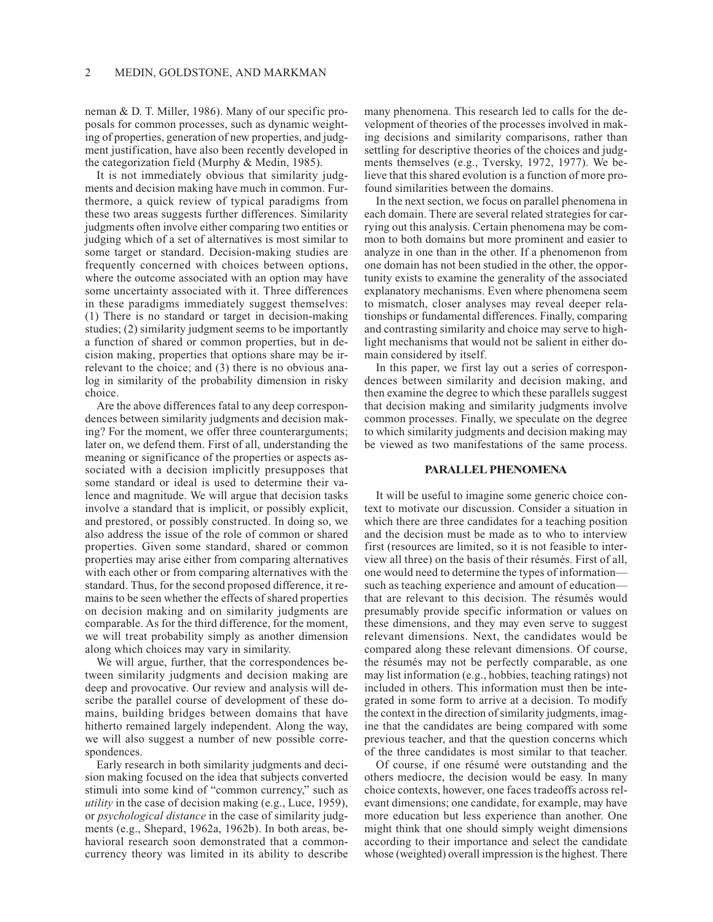neman & D. T. Miller, 1986). Many of our specific proposals for common processes, such as dynamic weighting of properties, generation of new properties, and judgment justification, have also been recently developed in the categorization field (Murphy & Medin, 1985).

It is not immediately obvious that similarity judgments and decision making have much in common. Furthermore, a quick review of typical paradigms from these two areas suggests further differences. Similarity judgments often involve either comparing two entities or judging which of a set of alternatives is most similar to some target or standard. Decision-making studies are frequently concerned with choices between options, where the outcome associated with an option may have some uncertainty associated with it. Three differences in these paradigms immediately suggest themselves: (1) There is no standard or target in decision-making studies; (2) similarity judgment seems to be importantly a function of shared or common properties, but in decision making, properties that options share may be irrelevant to the choice; and (3) there is no obvious analog in similarity of the probability dimension in risky choice.

Are the above differences fatal to any deep correspondences between similarity judgments and decision making? For the moment, we offer three counterarguments; later on, we defend them. First of all, understanding the meaning or significance of the properties or aspects associated with a decision implicitly presupposes that some standard or ideal is used to determine their valence and magnitude. We will argue that decision tasks involve a standard that is implicit, or possibly explicit, and prestored, or possibly constructed. In doing so, we also address the issue of the role of common or shared properties. Given some standard, shared or common properties may arise either from comparing alternatives with each other or from comparing alternatives with the standard. Thus, for the second proposed difference, it remains to be seen whether the effects of shared properties on decision making and on similarity judgments are comparable. As for the third difference, for the moment, we will treat probability simply as another dimension along which choices may vary in similarity.

We will argue, further, that the correspondences between similarity judgments and decision making are deep and provocative. Our review and analysis will describe the parallel course of development of these domains, building bridges between domains that have hitherto remained largely independent. Along the way, we will also suggest a number of new possible correspondences.

Early research in both similarity judgments and decision making focused on the idea that subjects converted stimuli into some kind of "common currency," such as *utility* in the case of decision making (e.g., Luce, 1959), or *psychological distance* in the case of similarity judgments (e.g., Shepard, 1962a, 1962b). In both areas, behavioral research soon demonstrated that a common-currency theory was limited in its ability to describe many phenomena. This research led to calls for the development of theories of the processes involved in making decisions and similarity comparisons, rather than settling for descriptive theories of the choices and judgments themselves (e.g., Tversky, 1972, 1977). We believe that this shared evolution is a function of more profound similarities between the domains.

In the next section, we focus on parallel phenomena in each domain. There are several related strategies for carrying out this analysis. Certain phenomena may be common to both domains but more prominent and easier to analyze in one than in the other. If a phenomenon from one domain has not been studied in the other, the opportunity exists to examine the generality of the associated explanatory mechanisms. Even where phenomena seem to mismatch, closer analyses may reveal deeper relationships or fundamental differences. Finally, comparing and contrasting similarity and choice may serve to highlight mechanisms that would not be salient in either domain considered by itself.

In this paper, we first lay out a series of correspondences between similarity and decision making, and then examine the degree to which these parallels suggest that decision making and similarity judgments involve common processes. Finally, we speculate on the degree to which similarity judgments and decision making may be viewed as two manifestations of the same process.

## PARALLEL PHENOMENA

It will be useful to imagine some generic choice context to motivate our discussion. Consider a situation in which there are three candidates for a teaching position and the decision must be made as to who to interview first (resources are limited, so it is not feasible to interview all three) on the basis of their résumés. First of all, one would need to determine the types of information—such as teaching experience and amount of education—that are relevant to this decision. The résumés would presumably provide specific information or values on these dimensions, and they may even serve to suggest relevant dimensions. Next, the candidates would be compared along these relevant dimensions. Of course, the résumés may not be perfectly comparable, as one may list information (e.g., hobbies, teaching ratings) not included in others. This information must then be integrated in some form to arrive at a decision. To modify the context in the direction of similarity judgments, imagine that the candidates are being compared with some previous teacher, and that the question concerns which of the three candidates is most similar to that teacher.

Of course, if one résumé were outstanding and the others mediocre, the decision would be easy. In many choice contexts, however, one faces tradeoffs across relevant dimensions; one candidate, for example, may have more education but less experience than another. One might think that one should simply weight dimensions according to their importance and select the candidate whose (weighted) overall impression is the highest. There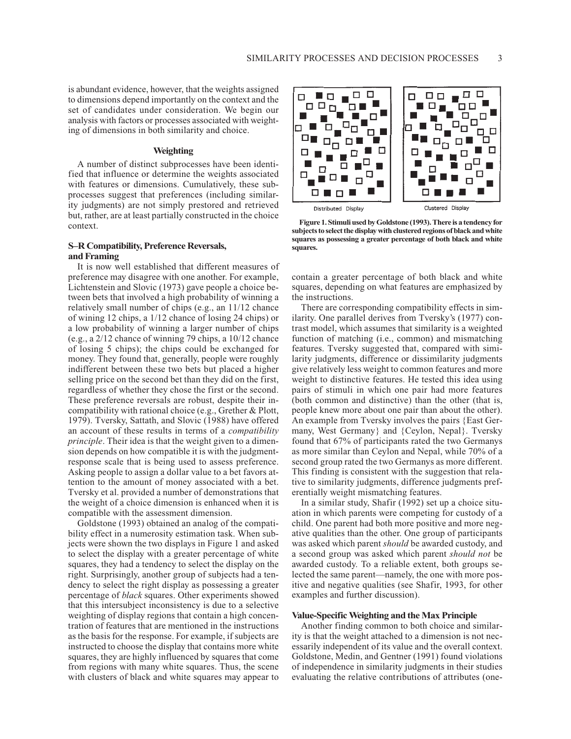is abundant evidence, however, that the weights assigned to dimensions depend importantly on the context and the set of candidates under consideration. We begin our analysis with factors or processes associated with weighting of dimensions in both similarity and choice.

## Weighting

A number of distinct subprocesses have been identified that influence or determine the weights associated with features or dimensions. Cumulatively, these subprocesses suggest that preferences (including similarity judgments) are not simply prestored and retrieved but, rather, are at least partially constructed in the choice context.

### S–R Compatibility, Preference Reversals, and Framing

It is now well established that different measures of preference may disagree with one another. For example, Lichtenstein and Slovic (1973) gave people a choice between bets that involved a high probability of winning a relatively small number of chips (e.g., an 11/12 chance of wining 12 chips, a 1/12 chance of losing 24 chips) or a low probability of winning a larger number of chips (e.g., a 2/12 chance of winning 79 chips, a 10/12 chance of losing 5 chips); the chips could be exchanged for money. They found that, generally, people were roughly indifferent between these two bets but placed a higher selling price on the second bet than they did on the first, regardless of whether they chose the first or the second. These preference reversals are robust, despite their incompatibility with rational choice (e.g., Grether & Plott, 1979). Tversky, Sattath, and Slovic (1988) have offered an account of these results in terms of a *compatibility principle*. Their idea is that the weight given to a dimension depends on how compatible it is with the judgment-response scale that is being used to assess preference. Asking people to assign a dollar value to a bet favors attention to the amount of money associated with a bet. Tversky et al. provided a number of demonstrations that the weight of a choice dimension is enhanced when it is compatible with the assessment dimension.

Goldstone (1993) obtained an analog of the compatibility effect in a numerosity estimation task. When subjects were shown the two displays in Figure 1 and asked to select the display with a greater percentage of white squares, they had a tendency to select the display on the right. Surprisingly, another group of subjects had a tendency to select the right display as possessing a greater percentage of *black* squares. Other experiments showed that this intersubject inconsistency is due to a selective weighting of display regions that contain a high concentration of features that are mentioned in the instructions as the basis for the response. For example, if subjects are instructed to choose the display that contains more white squares, they are highly influenced by squares that come from regions with many white squares. Thus, the scene with clusters of black and white squares may appear to contain a greater percentage of both black and white squares, depending on what features are emphasized by the instructions.

Distributed Display | Clustered Display

**Figure 1. Stimuli used by Goldstone (1993). There is a tendency for subjects to select the display with clustered regions of black and white squares as possessing a greater percentage of both black and white squares.**

There are corresponding compatibility effects in similarity. One parallel derives from Tversky's (1977) contrast model, which assumes that similarity is a weighted function of matching (i.e., common) and mismatching features. Tversky suggested that, compared with similarity judgments, difference or dissimilarity judgments give relatively less weight to common features and more weight to distinctive features. He tested this idea using pairs of stimuli in which one pair had more features (both common and distinctive) than the other (that is, people knew more about one pair than about the other). An example from Tversky involves the pairs {East Germany, West Germany} and {Ceylon, Nepal}. Tversky found that 67% of participants rated the two Germanys as more similar than Ceylon and Nepal, while 70% of a second group rated the two Germanys as more different. This finding is consistent with the suggestion that relative to similarity judgments, difference judgments preferentially weight mismatching features.

In a similar study, Shafir (1992) set up a choice situation in which parents were competing for custody of a child. One parent had both more positive and more negative qualities than the other. One group of participants was asked which parent *should* be awarded custody, and a second group was asked which parent *should not* be awarded custody. To a reliable extent, both groups selected the same parent—namely, the one with more positive and negative qualities (see Shafir, 1993, for other examples and further discussion).

### Value-Specific Weighting and the Max Principle

Another finding common to both choice and similarity is that the weight attached to a dimension is not necessarily independent of its value and the overall context. Goldstone, Medin, and Gentner (1991) found violations of independence in similarity judgments in their studies evaluating the relative contributions of attributes (one-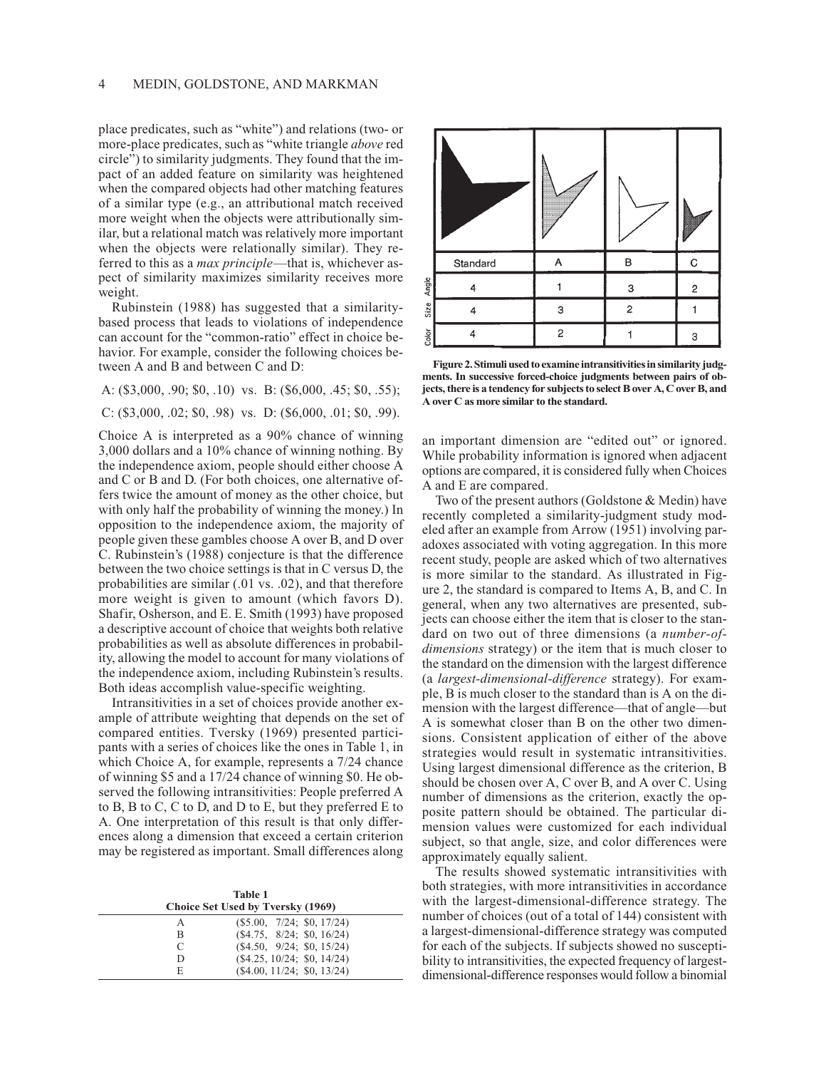place predicates, such as "white") and relations (two- or more-place predicates, such as "white triangle *above* red circle") to similarity judgments. They found that the impact of an added feature on similarity was heightened when the compared objects had other matching features of a similar type (e.g., an attributional match received more weight when the objects were attributionally similar, but a relational match was relatively more important when the objects were relationally similar). They referred to this as a *max principle*—that is, whichever aspect of similarity maximizes similarity receives more weight.

Rubinstein (1988) has suggested that a similarity-based process that leads to violations of independence can account for the "common-ratio" effect in choice behavior. For example, consider the following choices between A and B and between C and D:

A: ($3,000, .90; $0, .10) vs. B: ($6,000, .45; $0, .55);

C: ($3,000, .02; $0, .98) vs. D: ($6,000, .01; $0, .99).

Choice A is interpreted as a 90% chance of winning 3,000 dollars and a 10% chance of winning nothing. By the independence axiom, people should either choose A and C or B and D. (For both choices, one alternative offers twice the amount of money as the other choice, but with only half the probability of winning the money.) In opposition to the independence axiom, the majority of people given these gambles choose A over B, and D over C. Rubinstein's (1988) conjecture is that the difference between the two choice settings is that in C versus D, the probabilities are similar (.01 vs. .02), and that therefore more weight is given to amount (which favors D). Shafir, Osherson, and E. E. Smith (1993) have proposed a descriptive account of choice that weights both relative probabilities as well as absolute differences in probability, allowing the model to account for many violations of the independence axiom, including Rubinstein's results. Both ideas accomplish value-specific weighting.

Intransitivities in a set of choices provide another example of attribute weighting that depends on the set of compared entities. Tversky (1969) presented participants with a series of choices like the ones in Table 1, in which Choice A, for example, represents a 7/24 chance of winning $5 and a 17/24 chance of winning $0. He observed the following intransitivities: People preferred A to B, B to C, C to D, and D to E, but they preferred E to A. One interpretation of this result is that only differences along a dimension that exceed a certain criterion may be registered as important. Small differences along an important dimension are "edited out" or ignored. While probability information is ignored when adjacent options are compared, it is considered fully when Choices A and E are compared.

**Table 1**
**Choice Set Used by Tversky (1969)**

| | |
|---|---|
| A | ($5.00, 7/24; $0, 17/24) |
| B | ($4.75, 8/24; $0, 16/24) |
| C | ($4.50, 9/24; $0, 15/24) |
| D | ($4.25, 10/24; $0, 14/24) |
| E | ($4.00, 11/24; $0, 13/24) |

| | Standard | A | B | C |
|---|---|---|---|---|
| Angle | 4 | 1 | 3 | 2 |
| Size | 4 | 3 | 2 | 1 |
| Color | 4 | 2 | 1 | 3 |

**Figure 2. Stimuli used to examine intransitivities in similarity judgments. In successive forced-choice judgments between pairs of objects, there is a tendency for subjects to select B over A, C over B, and A over C as more similar to the standard.**

Two of the present authors (Goldstone & Medin) have recently completed a similarity-judgment study modeled after an example from Arrow (1951) involving paradoxes associated with voting aggregation. In this more recent study, people are asked which of two alternatives is more similar to the standard. As illustrated in Figure 2, the standard is compared to Items A, B, and C. In general, when any two alternatives are presented, subjects can choose either the item that is closer to the standard on two out of three dimensions (a *number-of-dimensions* strategy) or the item that is much closer to the standard on the dimension with the largest difference (a *largest-dimensional-difference* strategy). For example, B is much closer to the standard than is A on the dimension with the largest difference—that of angle—but A is somewhat closer than B on the other two dimensions. Consistent application of either of the above strategies would result in systematic intransitivities. Using largest dimensional difference as the criterion, B should be chosen over A, C over B, and A over C. Using number of dimensions as the criterion, exactly the opposite pattern should be obtained. The particular dimension values were customized for each individual subject, so that angle, size, and color differences were approximately equally salient.

The results showed systematic intransitivities with both strategies, with more intransitivities in accordance with the largest-dimensional-difference strategy. The number of choices (out of a total of 144) consistent with a largest-dimensional-difference strategy was computed for each of the subjects. If subjects showed no susceptibility to intransitivities, the expected frequency of largest-dimensional-difference responses would follow a binomial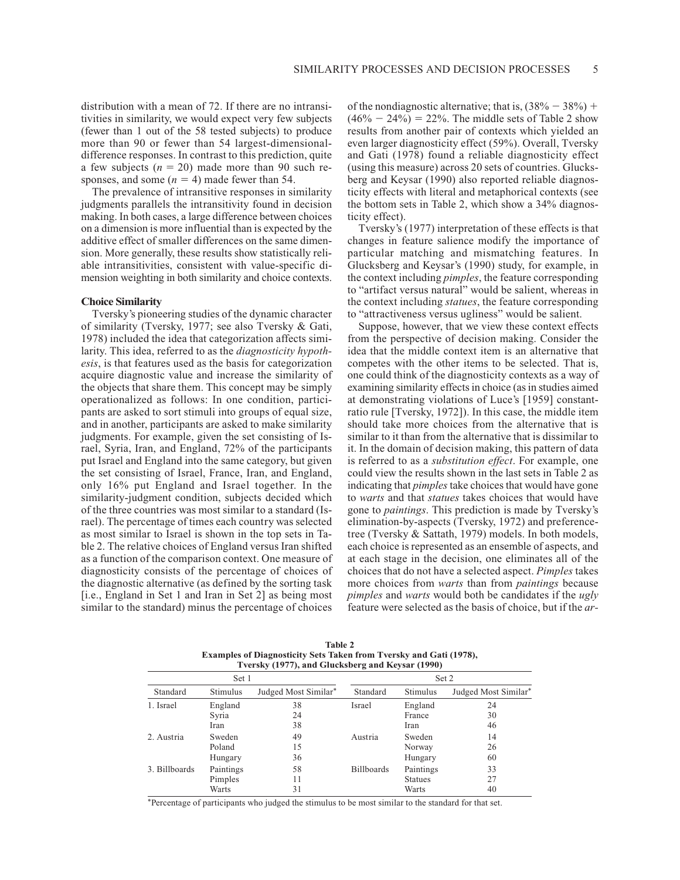distribution with a mean of 72. If there are no intransitivities in similarity, we would expect very few subjects (fewer than 1 out of the 58 tested subjects) to produce more than 90 or fewer than 54 largest-dimensional-difference responses. In contrast to this prediction, quite a few subjects ($n = 20$) made more than 90 such responses, and some ($n = 4$) made fewer than 54.

The prevalence of intransitive responses in similarity judgments parallels the intransitivity found in decision making. In both cases, a large difference between choices on a dimension is more influential than is expected by the additive effect of smaller differences on the same dimension. More generally, these results show statistically reliable intransitivities, consistent with value-specific dimension weighting in both similarity and choice contexts.

### Choice Similarity

Tversky's pioneering studies of the dynamic character of similarity (Tversky, 1977; see also Tversky & Gati, 1978) included the idea that categorization affects similarity. This idea, referred to as the *diagnosticity hypothesis*, is that features used as the basis for categorization acquire diagnostic value and increase the similarity of the objects that share them. This concept may be simply operationalized as follows: In one condition, participants are asked to sort stimuli into groups of equal size, and in another, participants are asked to make similarity judgments. For example, given the set consisting of Israel, Syria, Iran, and England, 72% of the participants put Israel and England into the same category, but given the set consisting of Israel, France, Iran, and England, only 16% put England and Israel together. In the similarity-judgment condition, subjects decided which of the three countries was most similar to a standard (Israel). The percentage of times each country was selected as most similar to Israel is shown in the top sets in Table 2. The relative choices of England versus Iran shifted as a function of the comparison context. One measure of diagnosticity consists of the percentage of choices of the diagnostic alternative (as defined by the sorting task [i.e., England in Set 1 and Iran in Set 2] as being most similar to the standard) minus the percentage of choices of the nondiagnostic alternative; that is, $(38\% - 38\%) + (46\% - 24\%) = 22\%$. The middle sets of Table 2 show results from another pair of contexts which yielded an even larger diagnosticity effect (59%). Overall, Tversky and Gati (1978) found a reliable diagnosticity effect (using this measure) across 20 sets of countries. Glucksberg and Keysar (1990) also reported reliable diagnosticity effects with literal and metaphorical contexts (see the bottom sets in Table 2, which show a 34% diagnosticity effect).

Tversky's (1977) interpretation of these effects is that changes in feature salience modify the importance of particular matching and mismatching features. In Glucksberg and Keysar's (1990) study, for example, in the context including *pimples*, the feature corresponding to "artifact versus natural" would be salient, whereas in the context including *statues*, the feature corresponding to "attractiveness versus ugliness" would be salient.

Suppose, however, that we view these context effects from the perspective of decision making. Consider the idea that the middle context item is an alternative that competes with the other items to be selected. That is, one could think of the diagnosticity contexts as a way of examining similarity effects in choice (as in studies aimed at demonstrating violations of Luce's [1959] constant-ratio rule [Tversky, 1972]). In this case, the middle item should take more choices from the alternative that is similar to it than from the alternative that is dissimilar to it. In the domain of decision making, this pattern of data is referred to as a *substitution effect*. For example, one could view the results shown in the last sets in Table 2 as indicating that *pimples* take choices that would have gone to *warts* and that *statues* takes choices that would have gone to *paintings*. This prediction is made by Tversky's elimination-by-aspects (Tversky, 1972) and preference-tree (Tversky & Sattath, 1979) models. In both models, each choice is represented as an ensemble of aspects, and at each stage in the decision, one eliminates all of the choices that do not have a selected aspect. *Pimples* takes more choices from *warts* than from *paintings* because *pimples* and *warts* would both be candidates if the *ugly* feature were selected as the basis of choice, but if the *ar-*

**Table 2**
**Examples of Diagnosticity Sets Taken from Tversky and Gati (1978), Tversky (1977), and Glucksberg and Keysar (1990)**

| Set 1 | | | Set 2 | | |
|---|---|---|---|---|---|
| Standard | Stimulus | Judged Most Similar* | Standard | Stimulus | Judged Most Similar* |
| 1. Israel | England | 38 | Israel | England | 24 |
| | Syria | 24 | | France | 30 |
| | Iran | 38 | | Iran | 46 |
| 2. Austria | Sweden | 49 | Austria | Sweden | 14 |
| | Poland | 15 | | Norway | 26 |
| | Hungary | 36 | | Hungary | 60 |
| 3. Billboards | Paintings | 58 | Billboards | Paintings | 33 |
| | Pimples | 11 | | Statues | 27 |
| | Warts | 31 | | Warts | 40 |

*Percentage of participants who judged the stimulus to be most similar to the standard for that set.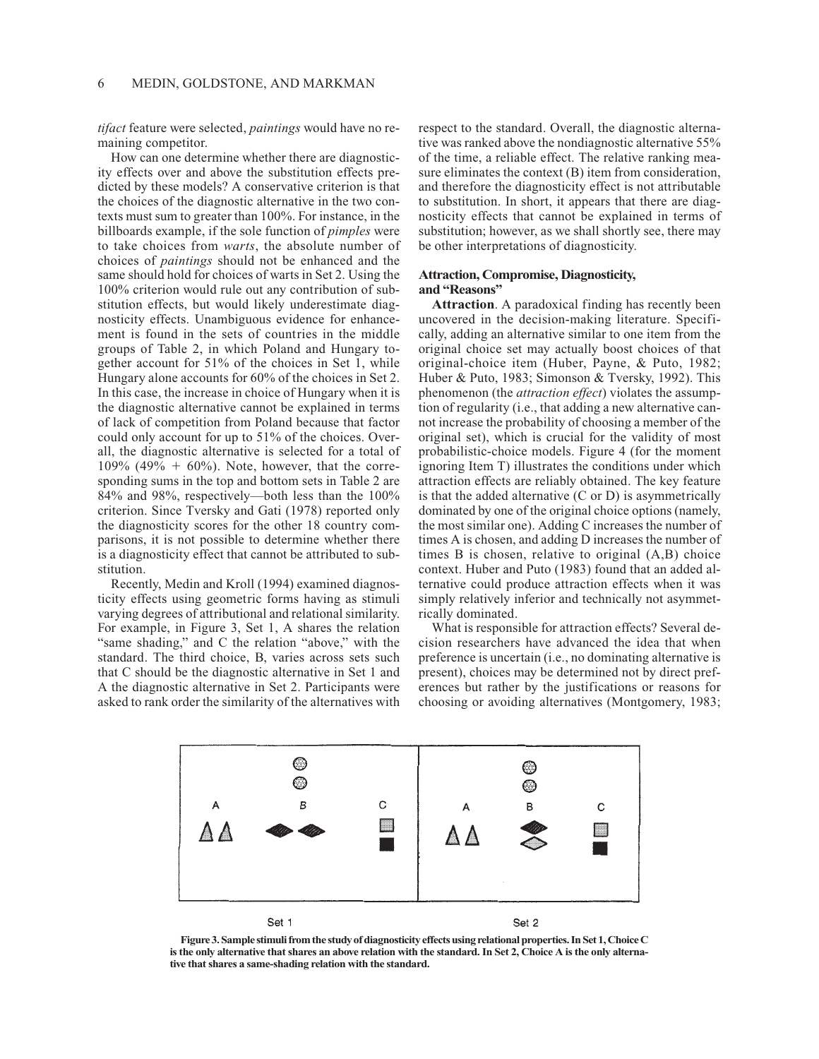*tifact* feature were selected, *paintings* would have no remaining competitor.

How can one determine whether there are diagnosticity effects over and above the substitution effects predicted by these models? A conservative criterion is that the choices of the diagnostic alternative in the two contexts must sum to greater than 100%. For instance, in the billboards example, if the sole function of *pimples* were to take choices from *warts*, the absolute number of choices of *paintings* should not be enhanced and the same should hold for choices of warts in Set 2. Using the 100% criterion would rule out any contribution of substitution effects, but would likely underestimate diagnosticity effects. Unambiguous evidence for enhancement is found in the sets of countries in the middle groups of Table 2, in which Poland and Hungary together account for 51% of the choices in Set 1, while Hungary alone accounts for 60% of the choices in Set 2. In this case, the increase in choice of Hungary when it is the diagnostic alternative cannot be explained in terms of lack of competition from Poland because that factor could only account for up to 51% of the choices. Overall, the diagnostic alternative is selected for a total of 109% (49% + 60%). Note, however, that the corresponding sums in the top and bottom sets in Table 2 are 84% and 98%, respectively—both less than the 100% criterion. Since Tversky and Gati (1978) reported only the diagnosticity scores for the other 18 country comparisons, it is not possible to determine whether there is a diagnosticity effect that cannot be attributed to substitution.

Recently, Medin and Kroll (1994) examined diagnosticity effects using geometric forms having as stimuli varying degrees of attributional and relational similarity. For example, in Figure 3, Set 1, A shares the relation "same shading," and C the relation "above," with the standard. The third choice, B, varies across sets such that C should be the diagnostic alternative in Set 1 and A the diagnostic alternative in Set 2. Participants were asked to rank order the similarity of the alternatives with respect to the standard. Overall, the diagnostic alternative was ranked above the nondiagnostic alternative 55% of the time, a reliable effect. The relative ranking measure eliminates the context (B) item from consideration, and therefore the diagnosticity effect is not attributable to substitution. In short, it appears that there are diagnosticity effects that cannot be explained in terms of substitution; however, as we shall shortly see, there may be other interpretations of diagnosticity.

### Attraction, Compromise, Diagnosticity, and "Reasons"

**Attraction**. A paradoxical finding has recently been uncovered in the decision-making literature. Specifically, adding an alternative similar to one item from the original choice set may actually boost choices of that original-choice item (Huber, Payne, & Puto, 1982; Huber & Puto, 1983; Simonson & Tversky, 1992). This phenomenon (the *attraction effect*) violates the assumption of regularity (i.e., that adding a new alternative cannot increase the probability of choosing a member of the original set), which is crucial for the validity of most probabilistic-choice models. Figure 4 (for the moment ignoring Item T) illustrates the conditions under which attraction effects are reliably obtained. The key feature is that the added alternative (C or D) is asymmetrically dominated by one of the original choice options (namely, the most similar one). Adding C increases the number of times A is chosen, and adding D increases the number of times B is chosen, relative to original (A,B) choice context. Huber and Puto (1983) found that an added alternative could produce attraction effects when it was simply relatively inferior and technically not asymmetrically dominated.

What is responsible for attraction effects? Several decision researchers have advanced the idea that when preference is uncertain (i.e., no dominating alternative is present), choices may be determined not by direct preferences but rather by the justifications or reasons for choosing or avoiding alternatives (Montgomery, 1983;

**Figure 3. Sample stimuli from the study of diagnosticity effects using relational properties. In Set 1, Choice C is the only alternative that shares an above relation with the standard. In Set 2, Choice A is the only alternative that shares a same-shading relation with the standard.**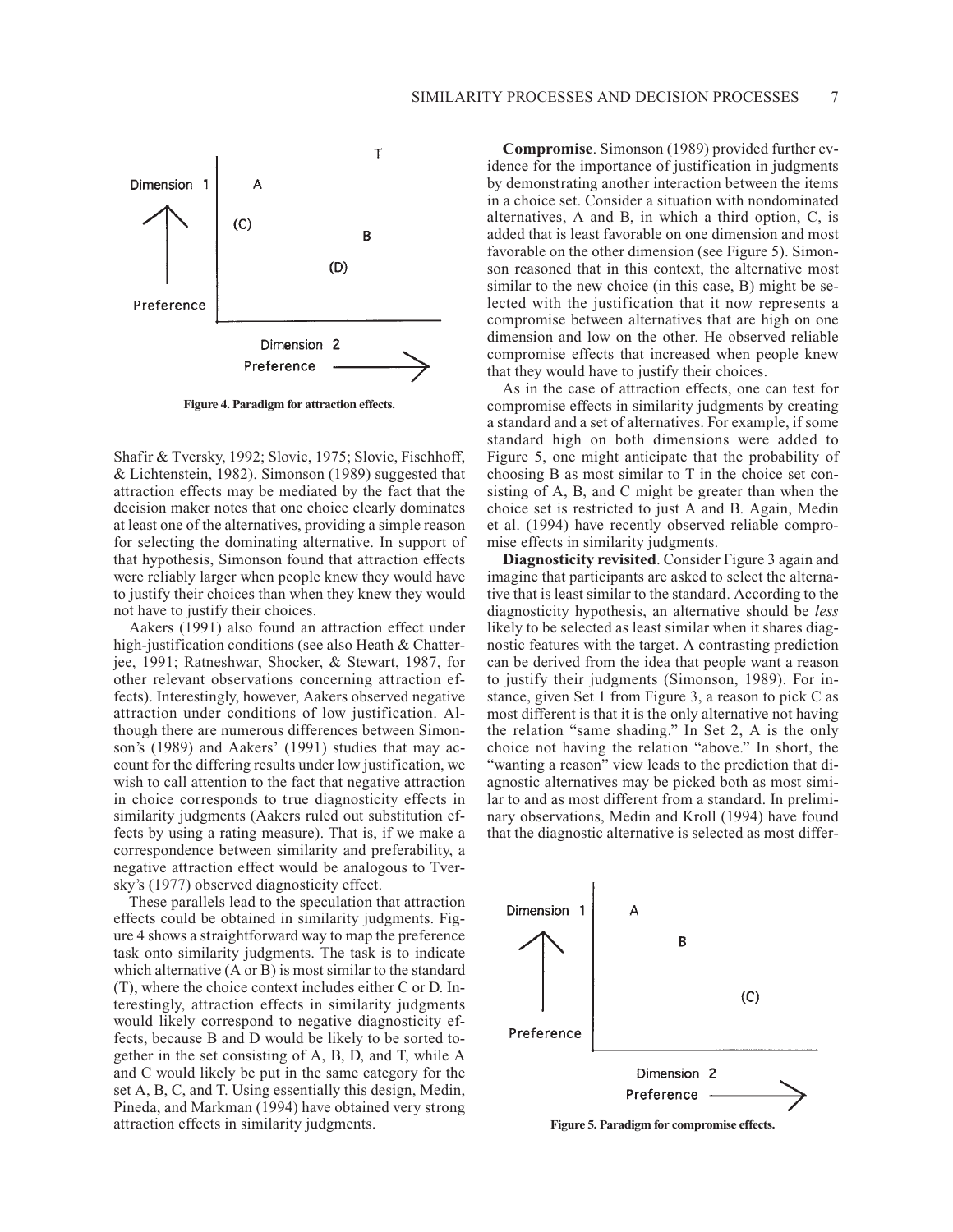Figure 4. Paradigm for attraction effects.

Shafir & Tversky, 1992; Slovic, 1975; Slovic, Fischhoff, & Lichtenstein, 1982). Simonson (1989) suggested that attraction effects may be mediated by the fact that the decision maker notes that one choice clearly dominates at least one of the alternatives, providing a simple reason for selecting the dominating alternative. In support of that hypothesis, Simonson found that attraction effects were reliably larger when people knew they would have to justify their choices than when they knew they would not have to justify their choices.

Aakers (1991) also found an attraction effect under high-justification conditions (see also Heath & Chatterjee, 1991; Ratneshwar, Shocker, & Stewart, 1987, for other relevant observations concerning attraction effects). Interestingly, however, Aakers observed negative attraction under conditions of low justification. Although there are numerous differences between Simonson's (1989) and Aakers' (1991) studies that may account for the differing results under low justification, we wish to call attention to the fact that negative attraction in choice corresponds to true diagnosticity effects in similarity judgments (Aakers ruled out substitution effects by using a rating measure). That is, if we make a correspondence between similarity and preferability, a negative attraction effect would be analogous to Tversky's (1977) observed diagnosticity effect.

These parallels lead to the speculation that attraction effects could be obtained in similarity judgments. Figure 4 shows a straightforward way to map the preference task onto similarity judgments. The task is to indicate which alternative (A or B) is most similar to the standard (T), where the choice context includes either C or D. Interestingly, attraction effects in similarity judgments would likely correspond to negative diagnosticity effects, because B and D would be likely to be sorted together in the set consisting of A, B, D, and T, while A and C would likely be put in the same category for the set A, B, C, and T. Using essentially this design, Medin, Pineda, and Markman (1994) have obtained very strong attraction effects in similarity judgments.

**Compromise**. Simonson (1989) provided further evidence for the importance of justification in judgments by demonstrating another interaction between the items in a choice set. Consider a situation with nondominated alternatives, A and B, in which a third option, C, is added that is least favorable on one dimension and most favorable on the other dimension (see Figure 5). Simonson reasoned that in this context, the alternative most similar to the new choice (in this case, B) might be selected with the justification that it now represents a compromise between alternatives that are high on one dimension and low on the other. He observed reliable compromise effects that increased when people knew that they would have to justify their choices.

As in the case of attraction effects, one can test for compromise effects in similarity judgments by creating a standard and a set of alternatives. For example, if some standard high on both dimensions were added to Figure 5, one might anticipate that the probability of choosing B as most similar to T in the choice set consisting of A, B, and C might be greater than when the choice set is restricted to just A and B. Again, Medin et al. (1994) have recently observed reliable compromise effects in similarity judgments.

**Diagnosticity revisited**. Consider Figure 3 again and imagine that participants are asked to select the alternative that is least similar to the standard. According to the diagnosticity hypothesis, an alternative should be *less* likely to be selected as least similar when it shares diagnostic features with the target. A contrasting prediction can be derived from the idea that people want a reason to justify their judgments (Simonson, 1989). For instance, given Set 1 from Figure 3, a reason to pick C as most different is that it is the only alternative not having the relation "same shading." In Set 2, A is the only choice not having the relation "above." In short, the "wanting a reason" view leads to the prediction that diagnostic alternatives may be picked both as most similar to and as most different from a standard. In preliminary observations, Medin and Kroll (1994) have found that the diagnostic alternative is selected as most differ-

Figure 5. Paradigm for compromise effects.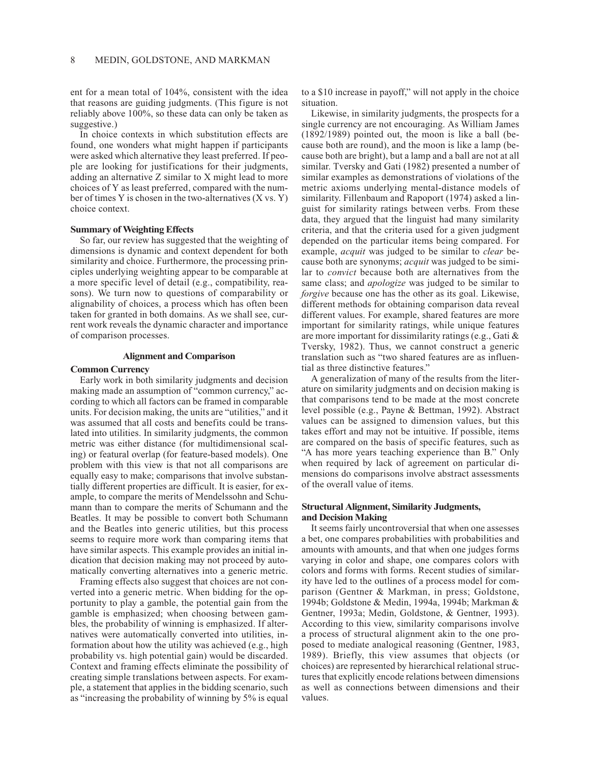ent for a mean total of 104%, consistent with the idea that reasons are guiding judgments. (This figure is not reliably above 100%, so these data can only be taken as suggestive.)

In choice contexts in which substitution effects are found, one wonders what might happen if participants were asked which alternative they least preferred. If people are looking for justifications for their judgments, adding an alternative Z similar to X might lead to more choices of Y as least preferred, compared with the number of times Y is chosen in the two-alternatives (X vs. Y) choice context.

### Summary of Weighting Effects

So far, our review has suggested that the weighting of dimensions is dynamic and context dependent for both similarity and choice. Furthermore, the processing principles underlying weighting appear to be comparable at a more specific level of detail (e.g., compatibility, reasons). We turn now to questions of comparability or alignability of choices, a process which has often been taken for granted in both domains. As we shall see, current work reveals the dynamic character and importance of comparison processes.

## Alignment and Comparison

### Common Currency

Early work in both similarity judgments and decision making made an assumption of "common currency," according to which all factors can be framed in comparable units. For decision making, the units are "utilities," and it was assumed that all costs and benefits could be translated into utilities. In similarity judgments, the common metric was either distance (for multidimensional scaling) or featural overlap (for feature-based models). One problem with this view is that not all comparisons are equally easy to make; comparisons that involve substantially different properties are difficult. It is easier, for example, to compare the merits of Mendelssohn and Schumann than to compare the merits of Schumann and the Beatles. It may be possible to convert both Schumann and the Beatles into generic utilities, but this process seems to require more work than comparing items that have similar aspects. This example provides an initial indication that decision making may not proceed by automatically converting alternatives into a generic metric.

Framing effects also suggest that choices are not converted into a generic metric. When bidding for the opportunity to play a gamble, the potential gain from the gamble is emphasized; when choosing between gambles, the probability of winning is emphasized. If alternatives were automatically converted into utilities, information about how the utility was achieved (e.g., high probability vs. high potential gain) would be discarded. Context and framing effects eliminate the possibility of creating simple translations between aspects. For example, a statement that applies in the bidding scenario, such as "increasing the probability of winning by 5% is equal to a $10 increase in payoff," will not apply in the choice situation.

Likewise, in similarity judgments, the prospects for a single currency are not encouraging. As William James (1892/1989) pointed out, the moon is like a ball (because both are round), and the moon is like a lamp (because both are bright), but a lamp and a ball are not at all similar. Tversky and Gati (1982) presented a number of similar examples as demonstrations of violations of the metric axioms underlying mental-distance models of similarity. Fillenbaum and Rapoport (1974) asked a linguist for similarity ratings between verbs. From these data, they argued that the linguist had many similarity criteria, and that the criteria used for a given judgment depended on the particular items being compared. For example, *acquit* was judged to be similar to *clear* because both are synonyms; *acquit* was judged to be similar to *convict* because both are alternatives from the same class; and *apologize* was judged to be similar to *forgive* because one has the other as its goal. Likewise, different methods for obtaining comparison data reveal different values. For example, shared features are more important for similarity ratings, while unique features are more important for dissimilarity ratings (e.g., Gati & Tversky, 1982). Thus, we cannot construct a generic translation such as "two shared features are as influential as three distinctive features."

A generalization of many of the results from the literature on similarity judgments and on decision making is that comparisons tend to be made at the most concrete level possible (e.g., Payne & Bettman, 1992). Abstract values can be assigned to dimension values, but this takes effort and may not be intuitive. If possible, items are compared on the basis of specific features, such as "A has more years teaching experience than B." Only when required by lack of agreement on particular dimensions do comparisons involve abstract assessments of the overall value of items.

### Structural Alignment, Similarity Judgments, and Decision Making

It seems fairly uncontroversial that when one assesses a bet, one compares probabilities with probabilities and amounts with amounts, and that when one judges forms varying in color and shape, one compares colors with colors and forms with forms. Recent studies of similarity have led to the outlines of a process model for comparison (Gentner & Markman, in press; Goldstone, 1994b; Goldstone & Medin, 1994a, 1994b; Markman & Gentner, 1993a; Medin, Goldstone, & Gentner, 1993). According to this view, similarity comparisons involve a process of structural alignment akin to the one proposed to mediate analogical reasoning (Gentner, 1983, 1989). Briefly, this view assumes that objects (or choices) are represented by hierarchical relational structures that explicitly encode relations between dimensions as well as connections between dimensions and their values.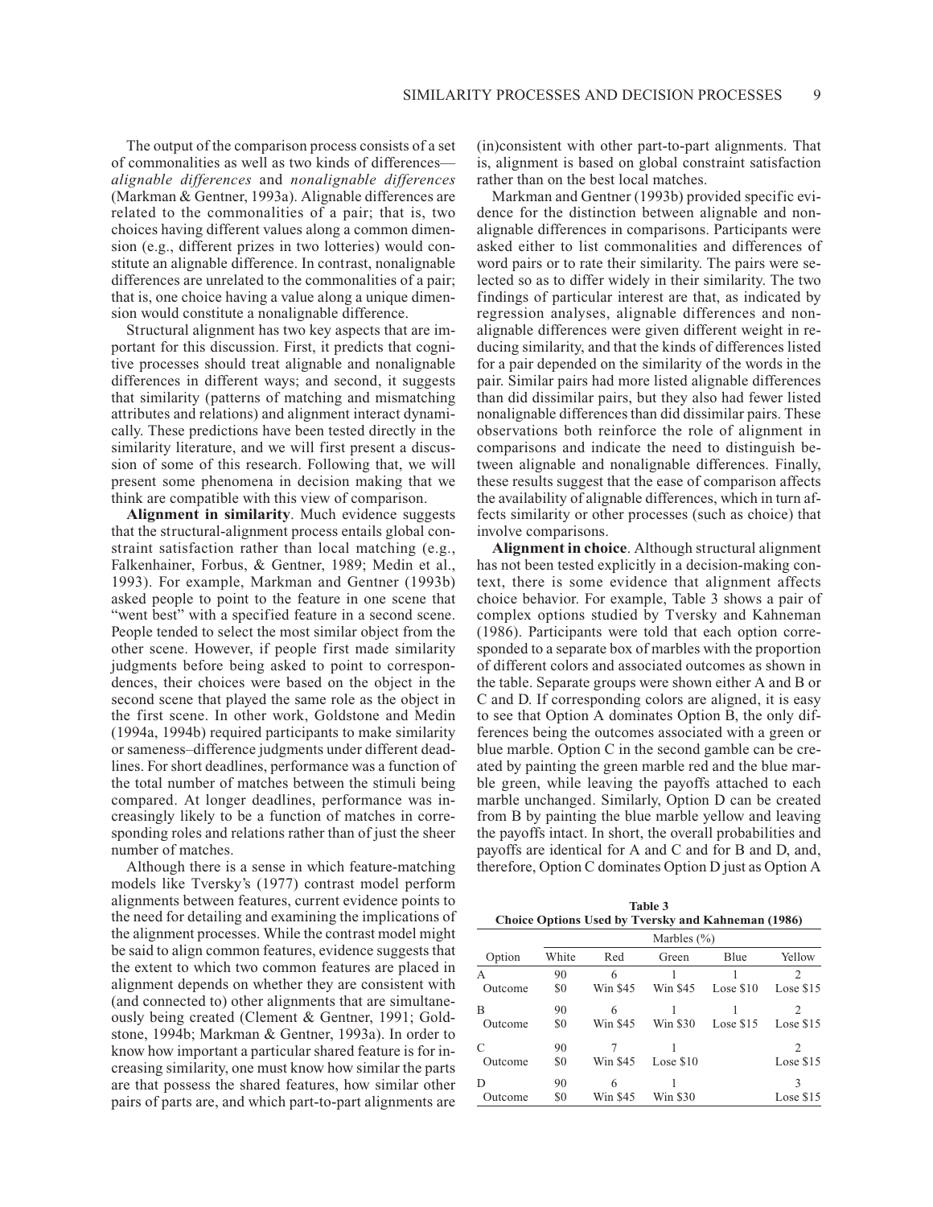The output of the comparison process consists of a set of commonalities as well as two kinds of differences—*alignable differences* and *nonalignable differences* (Markman & Gentner, 1993a). Alignable differences are related to the commonalities of a pair; that is, two choices having different values along a common dimension (e.g., different prizes in two lotteries) would constitute an alignable difference. In contrast, nonalignable differences are unrelated to the commonalities of a pair; that is, one choice having a value along a unique dimension would constitute a nonalignable difference.

Structural alignment has two key aspects that are important for this discussion. First, it predicts that cognitive processes should treat alignable and nonalignable differences in different ways; and second, it suggests that similarity (patterns of matching and mismatching attributes and relations) and alignment interact dynamically. These predictions have been tested directly in the similarity literature, and we will first present a discussion of some of this research. Following that, we will present some phenomena in decision making that we think are compatible with this view of comparison.

**Alignment in similarity**. Much evidence suggests that the structural-alignment process entails global constraint satisfaction rather than local matching (e.g., Falkenhainer, Forbus, & Gentner, 1989; Medin et al., 1993). For example, Markman and Gentner (1993b) asked people to point to the feature in one scene that "went best" with a specified feature in a second scene. People tended to select the most similar object from the other scene. However, if people first made similarity judgments before being asked to point to correspondences, their choices were based on the object in the second scene that played the same role as the object in the first scene. In other work, Goldstone and Medin (1994a, 1994b) required participants to make similarity or sameness–difference judgments under different deadlines. For short deadlines, performance was a function of the total number of matches between the stimuli being compared. At longer deadlines, performance was increasingly likely to be a function of matches in corresponding roles and relations rather than of just the sheer number of matches.

Although there is a sense in which feature-matching models like Tversky's (1977) contrast model perform alignments between features, current evidence points to the need for detailing and examining the implications of the alignment processes. While the contrast model might be said to align common features, evidence suggests that the extent to which two common features are placed in alignment depends on whether they are consistent with (and connected to) other alignments that are simultaneously being created (Clement & Gentner, 1991; Goldstone, 1994b; Markman & Gentner, 1993a). In order to know how important a particular shared feature is for increasing similarity, one must know how similar the parts are that possess the shared features, how similar other pairs of parts are, and which part-to-part alignments are (in)consistent with other part-to-part alignments. That is, alignment is based on global constraint satisfaction rather than on the best local matches.

Markman and Gentner (1993b) provided specific evidence for the distinction between alignable and nonalignable differences in comparisons. Participants were asked either to list commonalities and differences of word pairs or to rate their similarity. The pairs were selected so as to differ widely in their similarity. The two findings of particular interest are that, as indicated by regression analyses, alignable differences and nonalignable differences were given different weight in reducing similarity, and that the kinds of differences listed for a pair depended on the similarity of the words in the pair. Similar pairs had more listed alignable differences than did dissimilar pairs, but they also had fewer listed nonalignable differences than did dissimilar pairs. These observations both reinforce the role of alignment in comparisons and indicate the need to distinguish between alignable and nonalignable differences. Finally, these results suggest that the ease of comparison affects the availability of alignable differences, which in turn affects similarity or other processes (such as choice) that involve comparisons.

**Alignment in choice**. Although structural alignment has not been tested explicitly in a decision-making context, there is some evidence that alignment affects choice behavior. For example, Table 3 shows a pair of complex options studied by Tversky and Kahneman (1986). Participants were told that each option corresponded to a separate box of marbles with the proportion of different colors and associated outcomes as shown in the table. Separate groups were shown either A and B or C and D. If corresponding colors are aligned, it is easy to see that Option A dominates Option B, the only differences being the outcomes associated with a green or blue marble. Option C in the second gamble can be created by painting the green marble red and the blue marble green, while leaving the payoffs attached to each marble unchanged. Similarly, Option D can be created from B by painting the blue marble yellow and leaving the payoffs intact. In short, the overall probabilities and payoffs are identical for A and C and for B and D, and, therefore, Option C dominates Option D just as Option A

**Table 3**
**Choice Options Used by Tversky and Kahneman (1986)**

| | Marbles (%) | | | | |
|---|---|---|---|---|---|
| Option | White | Red | Green | Blue | Yellow |
| A | 90 | 6 | 1 | 1 | 2 |
| Outcome | \$0 | Win \$45 | Win \$45 | Lose \$10 | Lose \$15 |
| B | 90 | 6 | 1 | 1 | 2 |
| Outcome | \$0 | Win \$45 | Win \$30 | Lose \$15 | Lose \$15 |
| C | 90 | 7 | 1 | | 2 |
| Outcome | \$0 | Win \$45 | Lose \$10 | | Lose \$15 |
| D | 90 | 6 | 1 | | 3 |
| Outcome | \$0 | Win \$45 | Win \$30 | | Lose \$15 |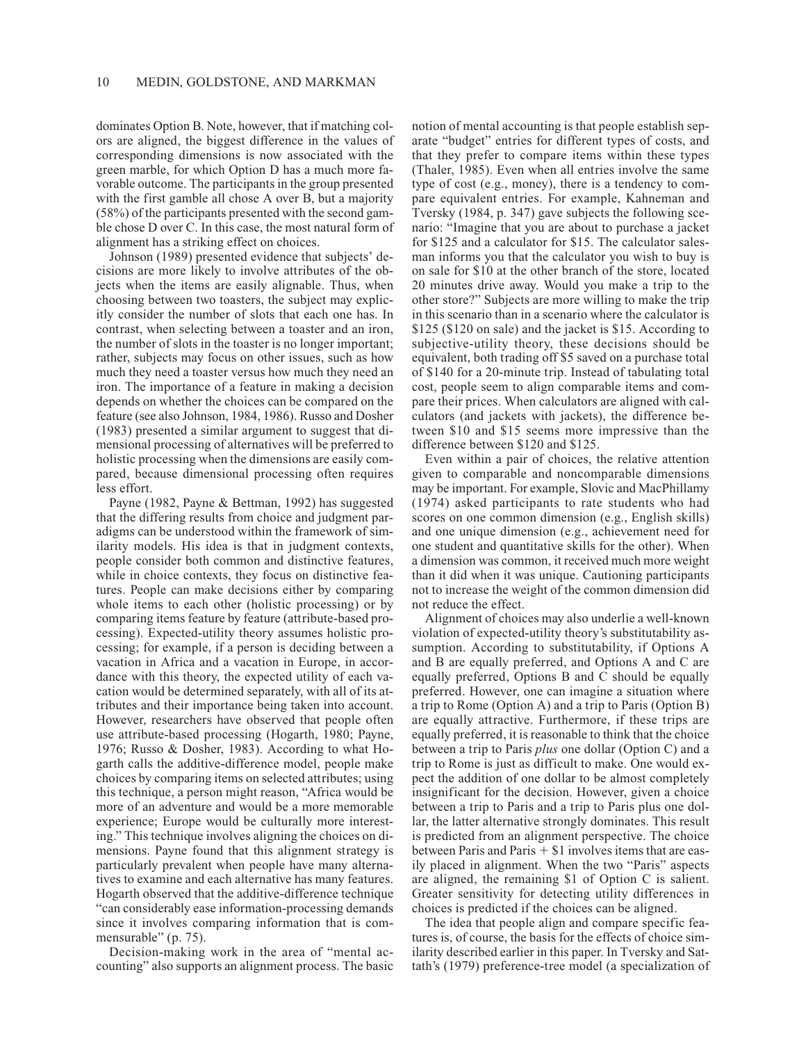dominates Option B. Note, however, that if matching colors are aligned, the biggest difference in the values of corresponding dimensions is now associated with the green marble, for which Option D has a much more favorable outcome. The participants in the group presented with the first gamble all chose A over B, but a majority (58%) of the participants presented with the second gamble chose D over C. In this case, the most natural form of alignment has a striking effect on choices.

Johnson (1989) presented evidence that subjects' decisions are more likely to involve attributes of the objects when the items are easily alignable. Thus, when choosing between two toasters, the subject may explicitly consider the number of slots that each one has. In contrast, when selecting between a toaster and an iron, the number of slots in the toaster is no longer important; rather, subjects may focus on other issues, such as how much they need a toaster versus how much they need an iron. The importance of a feature in making a decision depends on whether the choices can be compared on the feature (see also Johnson, 1984, 1986). Russo and Dosher (1983) presented a similar argument to suggest that dimensional processing of alternatives will be preferred to holistic processing when the dimensions are easily compared, because dimensional processing often requires less effort.

Payne (1982, Payne & Bettman, 1992) has suggested that the differing results from choice and judgment paradigms can be understood within the framework of similarity models. His idea is that in judgment contexts, people consider both common and distinctive features, while in choice contexts, they focus on distinctive features. People can make decisions either by comparing whole items to each other (holistic processing) or by comparing items feature by feature (attribute-based processing). Expected-utility theory assumes holistic processing; for example, if a person is deciding between a vacation in Africa and a vacation in Europe, in accordance with this theory, the expected utility of each vacation would be determined separately, with all of its attributes and their importance being taken into account. However, researchers have observed that people often use attribute-based processing (Hogarth, 1980; Payne, 1976; Russo & Dosher, 1983). According to what Hogarth calls the additive-difference model, people make choices by comparing items on selected attributes; using this technique, a person might reason, "Africa would be more of an adventure and would be a more memorable experience; Europe would be culturally more interesting." This technique involves aligning the choices on dimensions. Payne found that this alignment strategy is particularly prevalent when people have many alternatives to examine and each alternative has many features. Hogarth observed that the additive-difference technique "can considerably ease information-processing demands since it involves comparing information that is commensurable" (p. 75).

Decision-making work in the area of "mental accounting" also supports an alignment process. The basic notion of mental accounting is that people establish separate "budget" entries for different types of costs, and that they prefer to compare items within these types (Thaler, 1985). Even when all entries involve the same type of cost (e.g., money), there is a tendency to compare equivalent entries. For example, Kahneman and Tversky (1984, p. 347) gave subjects the following scenario: "Imagine that you are about to purchase a jacket for $125 and a calculator for $15. The calculator salesman informs you that the calculator you wish to buy is on sale for $10 at the other branch of the store, located 20 minutes drive away. Would you make a trip to the other store?" Subjects are more willing to make the trip in this scenario than in a scenario where the calculator is $125 ($120 on sale) and the jacket is $15. According to subjective-utility theory, these decisions should be equivalent, both trading off $5 saved on a purchase total of $140 for a 20-minute trip. Instead of tabulating total cost, people seem to align comparable items and compare their prices. When calculators are aligned with calculators (and jackets with jackets), the difference between $10 and $15 seems more impressive than the difference between $120 and $125.

Even within a pair of choices, the relative attention given to comparable and noncomparable dimensions may be important. For example, Slovic and MacPhillamy (1974) asked participants to rate students who had scores on one common dimension (e.g., English skills) and one unique dimension (e.g., achievement need for one student and quantitative skills for the other). When a dimension was common, it received much more weight than it did when it was unique. Cautioning participants not to increase the weight of the common dimensions did not reduce the effect.

Alignment of choices may also underlie a well-known violation of expected-utility theory's substitutability assumption. According to substitutability, if Options A and B are equally preferred, and Options A and C are equally preferred, Options B and C should be equally preferred. However, one can imagine a situation where a trip to Rome (Option A) and a trip to Paris (Option B) are equally attractive. Furthermore, if these trips are equally preferred, it is reasonable to think that the choice between a trip to Paris *plus* one dollar (Option C) and a trip to Rome is just as difficult to make. One would expect the addition of one dollar to be almost completely insignificant for the decision. However, given a choice between a trip to Paris and a trip to Paris plus one dollar, the latter alternative strongly dominates. This result is predicted from an alignment perspective. The choice between Paris and Paris + $1 involves items that are easily placed in alignment. When the two "Paris" aspects are aligned, the remaining $1 of Option C is salient. Greater sensitivity for detecting utility differences in choices is predicted if the choices can be aligned.

The idea that people align and compare specific features is, of course, the basis for the effects of choice similarity described earlier in this paper. In Tversky and Sattath's (1979) preference-tree model (a specialization of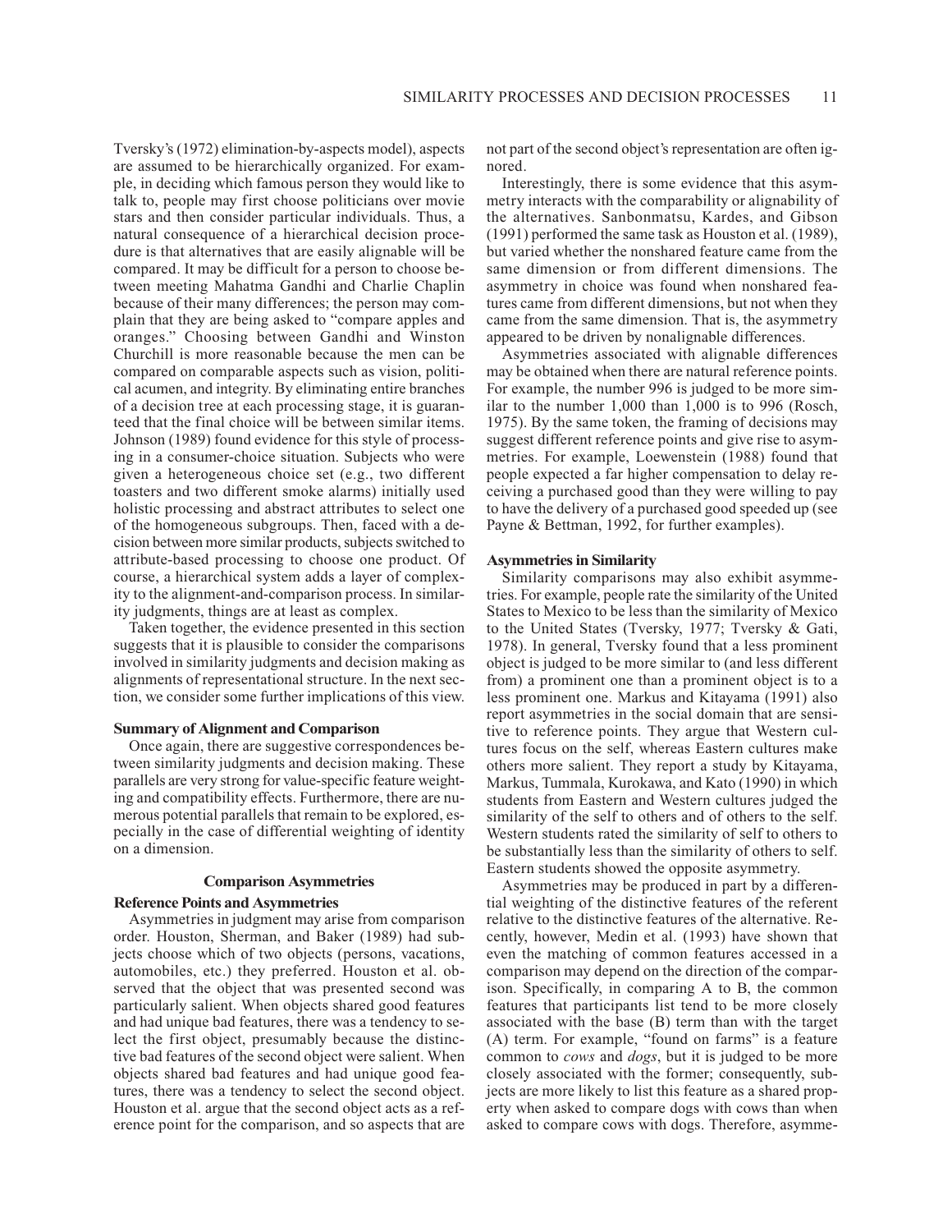Tversky's (1972) elimination-by-aspects model), aspects are assumed to be hierarchically organized. For example, in deciding which famous person they would like to talk to, people may first choose politicians over movie stars and then consider particular individuals. Thus, a natural consequence of a hierarchical decision procedure is that alternatives that are easily alignable will be compared. It may be difficult for a person to choose between meeting Mahatma Gandhi and Charlie Chaplin because of their many differences; the person may complain that they are being asked to "compare apples and oranges." Choosing between Gandhi and Winston Churchill is more reasonable because the men can be compared on comparable aspects such as vision, political acumen, and integrity. By eliminating entire branches of a decision tree at each processing stage, it is guaranteed that the final choice will be between similar items. Johnson (1989) found evidence for this style of processing in a consumer-choice situation. Subjects who were given a heterogeneous choice set (e.g., two different toasters and two different smoke alarms) initially used holistic processing and abstract attributes to select one of the homogeneous subgroups. Then, faced with a decision between more similar products, subjects switched to attribute-based processing to choose one product. Of course, a hierarchical system adds a layer of complexity to the alignment-and-comparison process. In similarity judgments, things are at least as complex.

Taken together, the evidence presented in this section suggests that it is plausible to consider the comparisons involved in similarity judgments and decision making as alignments of representational structure. In the next section, we consider some further implications of this view.

### Summary of Alignment and Comparison

Once again, there are suggestive correspondences between similarity judgments and decision making. These parallels are very strong for value-specific feature weighting and compatibility effects. Furthermore, there are numerous potential parallels that remain to be explored, especially in the case of differential weighting of identity on a dimension.

## Comparison Asymmetries

### Reference Points and Asymmetries

Asymmetries in judgment may arise from comparison order. Houston, Sherman, and Baker (1989) had subjects choose which of two objects (persons, vacations, automobiles, etc.) they preferred. Houston et al. observed that the object that was presented second was particularly salient. When objects shared good features and had unique bad features, there was a tendency to select the first object, presumably because the distinctive bad features of the second object were salient. When objects shared bad features and had unique good features, there was a tendency to select the second object. Houston et al. argue that the second object acts as a reference point for the comparison, and so aspects that are not part of the second object's representation are often ignored.

Interestingly, there is some evidence that this asymmetry interacts with the comparability or alignability of the alternatives. Sanbonmatsu, Kardes, and Gibson (1991) performed the same task as Houston et al. (1989), but varied whether the nonshared feature came from the same dimension or from different dimensions. The asymmetry in choice was found when nonshared features came from different dimensions, but not when they came from the same dimension. That is, the asymmetry appeared to be driven by nonalignable differences.

Asymmetries associated with alignable differences may be obtained when there are natural reference points. For example, the number 996 is judged to be more similar to the number 1,000 than 1,000 is to 996 (Rosch, 1975). By the same token, the framing of decisions may suggest different reference points and give rise to asymmetries. For example, Loewenstein (1988) found that people expected a far higher compensation to delay receiving a purchased good than they were willing to pay to have the delivery of a purchased good speeded up (see Payne & Bettman, 1992, for further examples).

### Asymmetries in Similarity

Similarity comparisons may also exhibit asymmetries. For example, people rate the similarity of the United States to Mexico to be less than the similarity of Mexico to the United States (Tversky, 1977; Tversky & Gati, 1978). In general, Tversky found that a less prominent object is judged to be more similar to (and less different from) a prominent one than a prominent object is to a less prominent one. Markus and Kitayama (1991) also report asymmetries in the social domain that are sensitive to reference points. They argue that Western cultures focus on the self, whereas Eastern cultures make others more salient. They report a study by Kitayama, Markus, Tummala, Kurokawa, and Kato (1990) in which students from Eastern and Western cultures judged the similarity of the self to others and of others to the self. Western students rated the similarity of self to others to be substantially less than the similarity of others to self. Eastern students showed the opposite asymmetry.

Asymmetries may be produced in part by a differential weighting of the distinctive features of the referent relative to the distinctive features of the alternative. Recently, however, Medin et al. (1993) have shown that even the matching of common features accessed in a comparison may depend on the direction of the comparison. Specifically, in comparing A to B, the common features that participants list tend to be more closely associated with the base (B) term than with the target (A) term. For example, "found on farms" is a feature common to *cows* and *dogs*, but it is judged to be more closely associated with the former; consequently, subjects are more likely to list this feature as a shared property when asked to compare dogs with cows than when asked to compare cows with dogs. Therefore, asymme-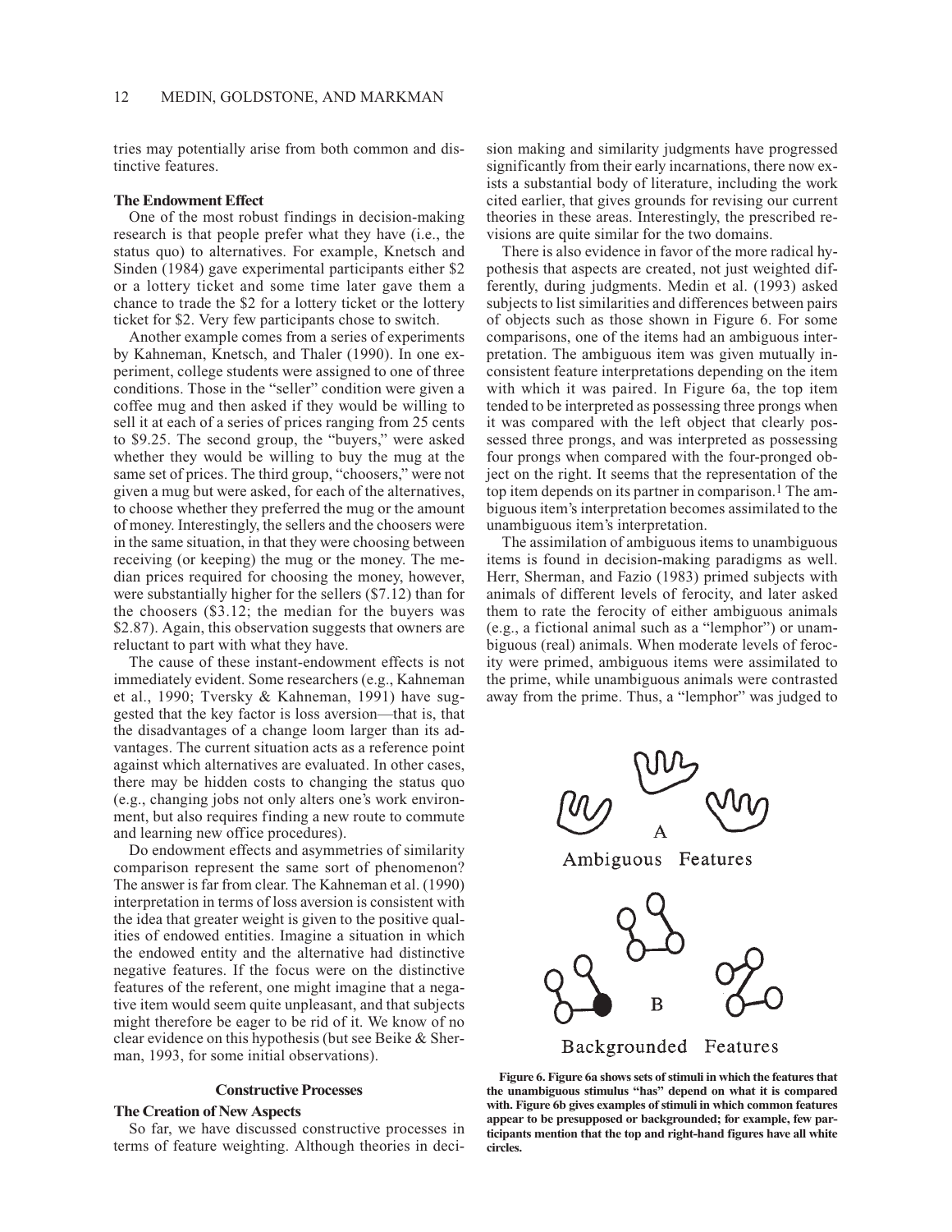tries may potentially arise from both common and distinctive features.

### The Endowment Effect

One of the most robust findings in decision-making research is that people prefer what they have (i.e., the status quo) to alternatives. For example, Knetsch and Sinden (1984) gave experimental participants either $2 or a lottery ticket and some time later gave them a chance to trade the $2 for a lottery ticket or the lottery ticket for $2. Very few participants chose to switch.

Another example comes from a series of experiments by Kahneman, Knetsch, and Thaler (1990). In one experiment, college students were assigned to one of three conditions. Those in the "seller" condition were given a coffee mug and then asked if they would be willing to sell it at each of a series of prices ranging from 25 cents to $9.25. The second group, the "buyers," were asked whether they would be willing to buy the mug at the same set of prices. The third group, "choosers," were not given a mug but were asked, for each of the alternatives, to choose whether they preferred the mug or the amount of money. Interestingly, the sellers and the choosers were in the same situation, in that they were choosing between receiving (or keeping) the mug or the money. The median prices required for choosing the money, however, were substantially higher for the sellers ($7.12) than for the choosers ($3.12; the median for the buyers was $2.87). Again, this observation suggests that owners are reluctant to part with what they have.

The cause of these instant-endowment effects is not immediately evident. Some researchers (e.g., Kahneman et al., 1990; Tversky & Kahneman, 1991) have suggested that the key factor is loss aversion—that is, that the disadvantages of a change loom larger than its advantages. The current situation acts as a reference point against which alternatives are evaluated. In other cases, there may be hidden costs to changing the status quo (e.g., changing jobs not only alters one's work environment, but also requires finding a new route to commute and learning new office procedures).

Do endowment effects and asymmetries of similarity comparison represent the same sort of phenomenon? The answer is far from clear. The Kahneman et al. (1990) interpretation in terms of loss aversion is consistent with the idea that greater weight is given to the positive qualities of endowed entities. Imagine a situation in which the endowed entity and the alternative had distinctive negative features. If the focus were on the distinctive features of the referent, one might imagine that a negative item would seem quite unpleasant, and that subjects might therefore be eager to be rid of it. We know of no clear evidence on this hypothesis (but see Beike & Sherman, 1993, for some initial observations).

## Constructive Processes

### The Creation of New Aspects

So far, we have discussed constructive processes in terms of feature weighting. Although theories in decision making and similarity judgments have progressed significantly from their early incarnations, there now exists a substantial body of literature, including the work cited earlier, that gives grounds for revising our current theories in these areas. Interestingly, the prescribed revisions are quite similar for the two domains.

There is also evidence in favor of the more radical hypothesis that aspects are created, not just weighted differently, during judgments. Medin et al. (1993) asked subjects to list similarities and differences between pairs of objects such as those shown in Figure 6. For some comparisons, one of the items had an ambiguous interpretation. The ambiguous item was given mutually inconsistent feature interpretations depending on the item with which it was paired. In Figure 6a, the top item tended to be interpreted as possessing three prongs when it was compared with the left object that clearly possessed three prongs, and was interpreted as possessing four prongs when compared with the four-pronged object on the right. It seems that the representation of the top item depends on its partner in comparison.[1] The ambiguous item's interpretation becomes assimilated to the unambiguous item's interpretation.

The assimilation of ambiguous items to unambiguous items is found in decision-making paradigms as well. Herr, Sherman, and Fazio (1983) primed subjects with animals of different levels of ferocity, and later asked them to rate the ferocity of either ambiguous animals (e.g., a fictional animal such as a "lemphor") or unambiguous (real) animals. When moderate levels of ferocity were primed, ambiguous items were assimilated to the prime, while unambiguous animals were contrasted away from the prime. Thus, a "lemphor" was judged to

A

Ambiguous Features

B

Backgrounded Features

**Figure 6. Figure 6a shows sets of stimuli in which the features that the unambiguous stimulus "has" depend on what it is compared with. Figure 6b gives examples of stimuli in which common features appear to be presupposed or backgrounded; for example, few participants mention that the top and right-hand figures have all white circles.**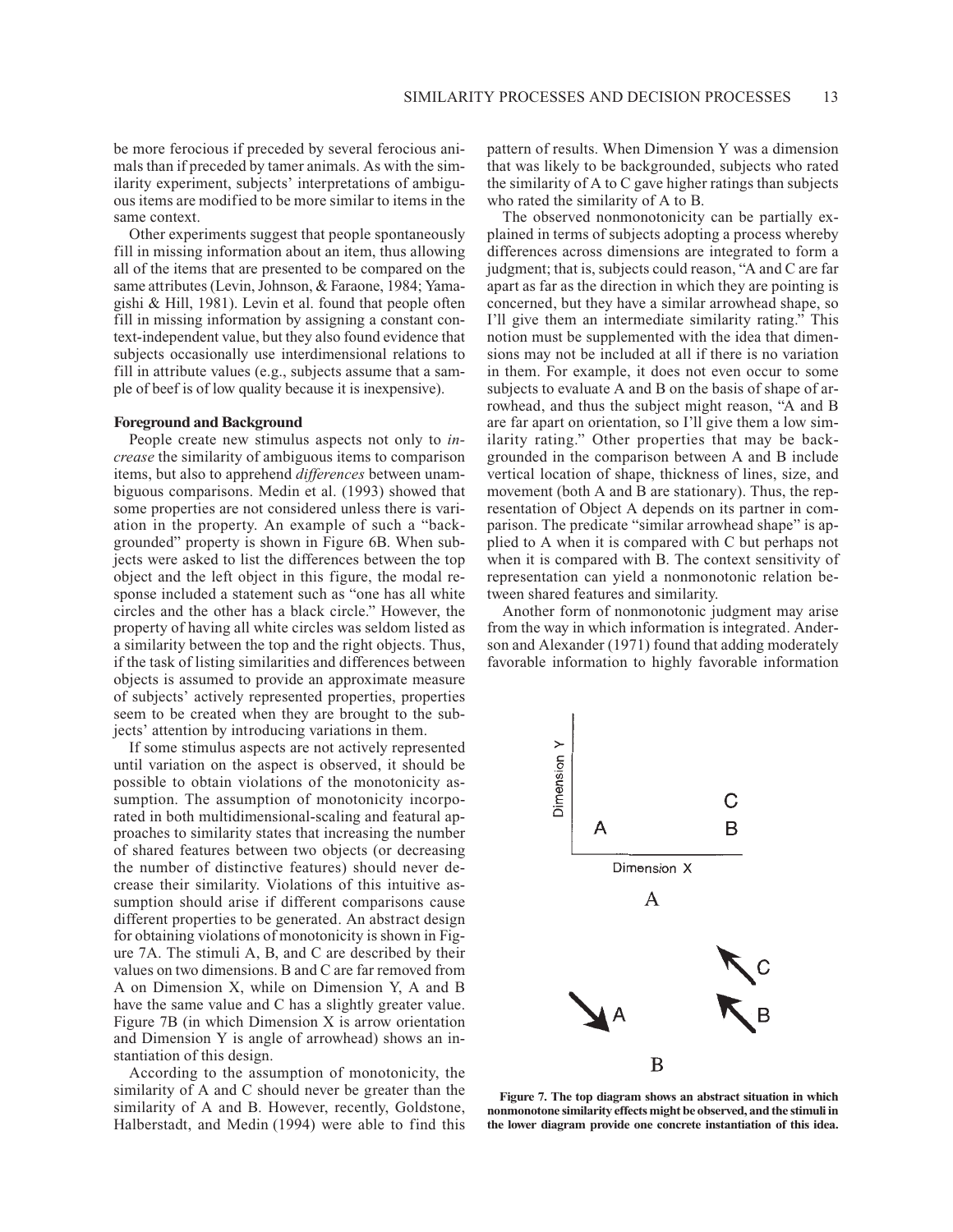be more ferocious if preceded by several ferocious animals than if preceded by tamer animals. As with the similarity experiment, subjects' interpretations of ambiguous items are modified to be more similar to items in the same context.

Other experiments suggest that people spontaneously fill in missing information about an item, thus allowing all of the items that are presented to be compared on the same attributes (Levin, Johnson, & Faraone, 1984; Yamagishi & Hill, 1981). Levin et al. found that people often fill in missing information by assigning a constant context-independent value, but they also found evidence that subjects occasionally use interdimensional relations to fill in attribute values (e.g., subjects assume that a sample of beef is of low quality because it is inexpensive).

### Foreground and Background

People create new stimulus aspects not only to *increase* the similarity of ambiguous items to comparison items, but also to apprehend *differences* between unambiguous comparisons. Medin et al. (1993) showed that some properties are not considered unless there is variation in the property. An example of such a "backgrounded" property is shown in Figure 6B. When subjects were asked to list the differences between the top object and the left object in this figure, the modal response included a statement such as "one has all white circles and the other has a black circle." However, the property of having all white circles was seldom listed as a similarity between the top and the right objects. Thus, if the task of listing similarities and differences between objects is assumed to provide an approximate measure of subjects' actively represented properties, properties seem to be created when they are brought to the subjects' attention by introducing variations in them.

If some stimulus aspects are not actively represented until variation on the aspect is observed, it should be possible to obtain violations of the monotonicity assumption. The assumption of monotonicity incorporated in both multidimensional-scaling and featural approaches to similarity states that increasing the number of shared features between two objects (or decreasing the number of distinctive features) should never decrease their similarity. Violations of this intuitive assumption should arise if different comparisons cause different properties to be generated. An abstract design for obtaining violations of monotonicity is shown in Figure 7A. The stimuli A, B, and C are described by their values on two dimensions. B and C are far removed from A on Dimension X, while on Dimension Y, A and B have the same value and C has a slightly greater value. Figure 7B (in which Dimension X is arrow orientation and Dimension Y is angle of arrowhead) shows an instantiation of this design.

According to the assumption of monotonicity, the similarity of A and C should never be greater than the similarity of A and B. However, recently, Goldstone, Halberstadt, and Medin (1994) were able to find this pattern of results. When Dimension Y was a dimension that was likely to be backgrounded, subjects who rated the similarity of A to C gave higher ratings than subjects who rated the similarity of A to B.

The observed nonmonotonicity can be partially explained in terms of subjects adopting a process whereby differences across dimensions are integrated to form a judgment; that is, subjects could reason, "A and C are far apart as far as the direction in which they are pointing is concerned, but they have a similar arrowhead shape, so I'll give them an intermediate similarity rating." This notion must be supplemented with the idea that dimensions may not be included at all if there is no variation in them. For example, it does not even occur to some subjects to evaluate A and B on the basis of shape of arrowhead, and thus the subject might reason, "A and B are far apart on orientation, so I'll give them a low similarity rating." Other properties that may be backgrounded in the comparison between A and B include vertical location of shape, thickness of lines, size, and movement (both A and B are stationary). Thus, the representation of Object A depends on its partner in comparison. The predicate "similar arrowhead shape" is applied to A when it is compared with C but perhaps not when it is compared with B. The context sensitivity of representation can yield a nonmonotonic relation between shared features and similarity.

Another form of nonmonotonic judgment may arise from the way in which information is integrated. Anderson and Alexander (1971) found that adding moderately favorable information to highly favorable information

**Figure 7. The top diagram shows an abstract situation in which nonmonotone similarity effects might be observed, and the stimuli in the lower diagram provide one concrete instantiation of this idea.**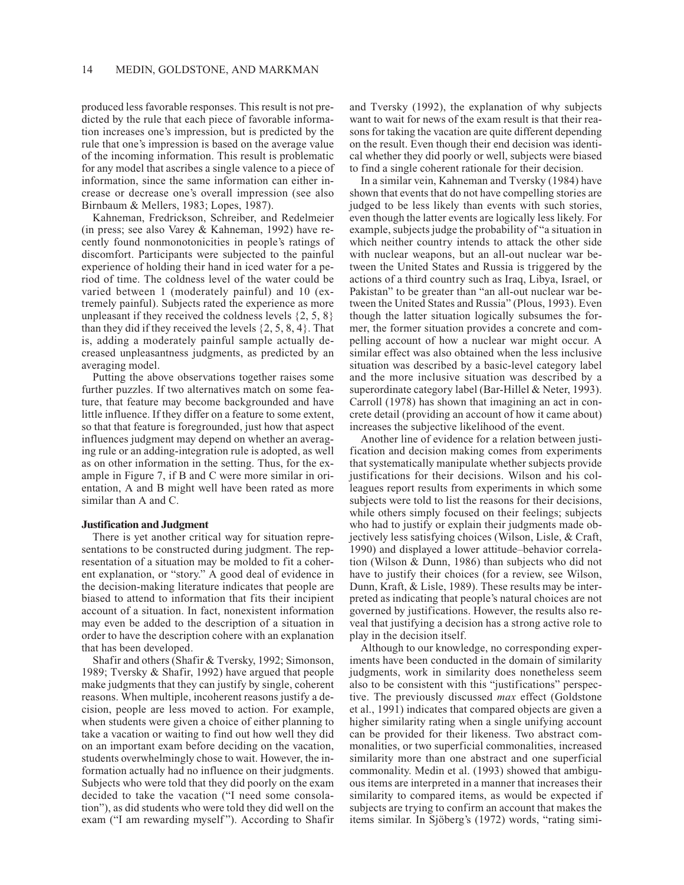produced less favorable responses. This result is not predicted by the rule that each piece of favorable information increases one's impression, but is predicted by the rule that one's impression is based on the average value of the incoming information. This result is problematic for any model that ascribes a single valence to a piece of information, since the same information can either increase or decrease one's overall impression (see also Birnbaum & Mellers, 1983; Lopes, 1987).

Kahneman, Fredrickson, Schreiber, and Redelmeier (in press; see also Varey & Kahneman, 1992) have recently found nonmonotonicities in people's ratings of discomfort. Participants were subjected to the painful experience of holding their hand in iced water for a period of time. The coldness level of the water could be varied between 1 (moderately painful) and 10 (extremely painful). Subjects rated the experience as more unpleasant if they received the coldness levels $\{2, 5, 8\}$ than they did if they received the levels $\{2, 5, 8, 4\}$. That is, adding a moderately painful sample actually decreased unpleasantness judgments, as predicted by an averaging model.

Putting the above observations together raises some further puzzles. If two alternatives match on some feature, that feature may become backgrounded and have little influence. If they differ on a feature to some extent, so that that feature is foregrounded, just how that aspect influences judgment may depend on whether an averaging rule or an adding-integration rule is adopted, as well as on other information in the setting. Thus, for the example in Figure 7, if B and C were more similar in orientation, A and B might well have been rated as more similar than A and C.

### Justification and Judgment

There is yet another critical way for situation representations to be constructed during judgment. The representation of a situation may be molded to fit a coherent explanation, or "story." A good deal of evidence in the decision-making literature indicates that people are biased to attend to information that fits their incipient account of a situation. In fact, nonexistent information may even be added to the description of a situation in order to have the description cohere with an explanation that has been developed.

Shafir and others (Shafir & Tversky, 1992; Simonson, 1989; Tversky & Shafir, 1992) have argued that people make judgments that they can justify by single, coherent reasons. When multiple, incoherent reasons justify a decision, people are less moved to action. For example, when students were given a choice of either planning to take a vacation or waiting to find out how well they did on an important exam before deciding on the vacation, students overwhelmingly chose to wait. However, the information actually had no influence on their judgments. Subjects who were told that they did poorly on the exam decided to take the vacation ("I need some consolation"), as did students who were told they did well on the exam ("I am rewarding myself"). According to Shafir and Tversky (1992), the explanation of why subjects want to wait for news of the exam result is that their reasons for taking the vacation are quite different depending on the result. Even though their end decision was identical whether they did poorly or well, subjects were biased to find a single coherent rationale for their decision.

In a similar vein, Kahneman and Tversky (1984) have shown that events that do not have compelling stories are judged to be less likely than events with such stories, even though the latter events are logically less likely. For example, subjects judge the probability of "a situation in which neither country intends to attack the other side with nuclear weapons, but an all-out nuclear war between the United States and Russia is triggered by the actions of a third country such as Iraq, Libya, Israel, or Pakistan" to be greater than "an all-out nuclear war between the United States and Russia" (Plous, 1993). Even though the latter situation logically subsumes the former, the former situation provides a concrete and compelling account of how a nuclear war might occur. A similar effect was also obtained when the less inclusive situation was described by a basic-level category label and the more inclusive situation was described by a superordinate category label (Bar-Hillel & Neter, 1993). Carroll (1978) has shown that imagining an act in concrete detail (providing an account of how it came about) increases the subjective likelihood of the event.

Another line of evidence for a relation between justification and decision making comes from experiments that systematically manipulate whether subjects provide justifications for their decisions. Wilson and his colleagues report results from experiments in which some subjects were told to list the reasons for their decisions, while others simply focused on their feelings; subjects who had to justify or explain their judgments made objectively less satisfying choices (Wilson, Lisle, & Craft, 1990) and displayed a lower attitude–behavior correlation (Wilson & Dunn, 1986) than subjects who did not have to justify their choices (for a review, see Wilson, Dunn, Kraft, & Lisle, 1989). These results may be interpreted as indicating that people's natural choices are not governed by justifications. However, the results also reveal that justifying a decision has a strong active role to play in the decision itself.

Although to our knowledge, no corresponding experiments have been conducted in the domain of similarity judgments, work in similarity does nonetheless seem also to be consistent with this "justifications" perspective. The previously discussed *max* effect (Goldstone et al., 1991) indicates that compared objects are given a higher similarity rating when a single unifying account can be provided for their likeness. Two abstract commonalities, or two superficial commonalities, increased similarity more than one abstract and one superficial commonality. Medin et al. (1993) showed that ambiguous items are interpreted in a manner that increases their similarity to compared items, as would be expected if subjects are trying to confirm an account that makes the items similar. In Sjöberg's (1972) words, "rating simi-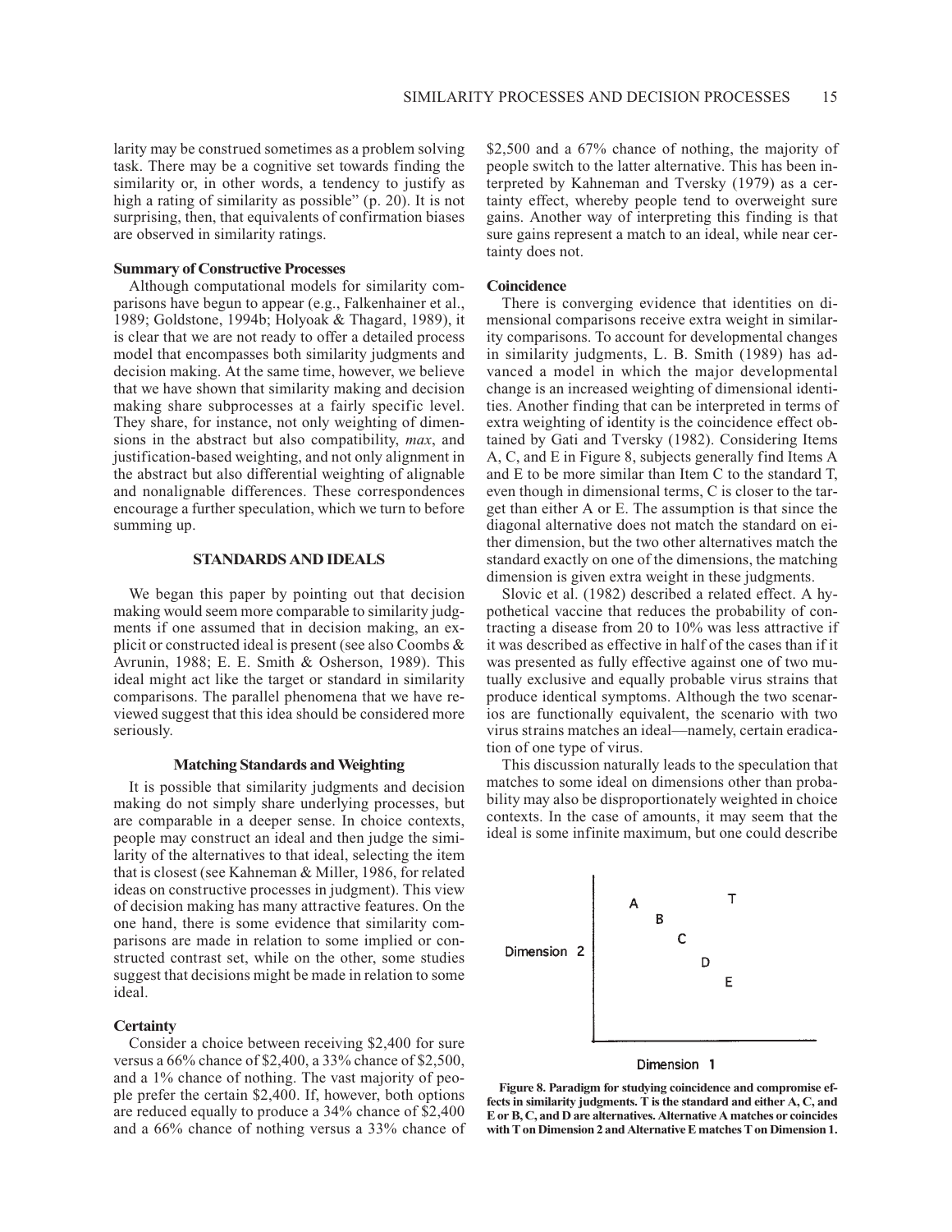larity may be construed sometimes as a problem solving task. There may be a cognitive set towards finding the similarity or, in other words, a tendency to justify as high a rating of similarity as possible" (p. 20). It is not surprising, then, that equivalents of confirmation biases are observed in similarity ratings.

### Summary of Constructive Processes

Although computational models for similarity comparisons have begun to appear (e.g., Falkenhainer et al., 1989; Goldstone, 1994b; Holyoak & Thagard, 1989), it is clear that we are not ready to offer a detailed process model that encompasses both similarity judgments and decision making. At the same time, however, we believe that we have shown that similarity making and decision making share subprocesses at a fairly specific level. They share, for instance, not only weighting of dimensions in the abstract but also compatibility, *max*, and justification-based weighting, and not only alignment in the abstract but also differential weighting of alignable and nonalignable differences. These correspondences encourage a further speculation, which we turn to before summing up.

## STANDARDS AND IDEALS

We began this paper by pointing out that decision making would seem more comparable to similarity judgments if one assumed that in decision making, an explicit or constructed ideal is present (see also Coombs & Avrunin, 1988; E. E. Smith & Osherson, 1989). This ideal might act like the target or standard in similarity comparisons. The parallel phenomena that we have reviewed suggest that this idea should be considered more seriously.

### Matching Standards and Weighting

It is possible that similarity judgments and decision making do not simply share underlying processes, but are comparable in a deeper sense. In choice contexts, people may construct an ideal and then judge the similarity of the alternatives to that ideal, selecting the item that is closest (see Kahneman & Miller, 1986, for related ideas on constructive processes in judgment). This view of decision making has many attractive features. On the one hand, there is some evidence that similarity comparisons are made in relation to some implied or constructed contrast set, while on the other, some studies suggest that decisions might be made in relation to some ideal.

### Certainty

Consider a choice between receiving $2,400 for sure versus a 66% chance of $2,400, a 33% chance of $2,500, and a 1% chance of nothing. The vast majority of people prefer the certain $2,400. If, however, both options are reduced equally to produce a 34% chance of $2,400 and a 66% chance of nothing versus a 33% chance of $2,500 and a 67% chance of nothing, the majority of people switch to the latter alternative. This has been interpreted by Kahneman and Tversky (1979) as a certainty effect, whereby people tend to overweight sure gains. Another way of interpreting this finding is that sure gains represent a match to an ideal, while near certainty does not.

### Coincidence

There is converging evidence that identities on dimensional comparisons receive extra weight in similarity comparisons. To account for developmental changes in similarity judgments, L. B. Smith (1989) has advanced a model in which the major developmental change is an increased weighting of dimensional identities. Another finding that can be interpreted in terms of extra weighting of identity is the coincidence effect obtained by Gati and Tversky (1982). Considering Items A, C, and E in Figure 8, subjects generally find Items A and E to be more similar than Item C to the standard T, even though in dimensional terms, C is closer to the target than either A or E. The assumption is that since the diagonal alternative does not match the standard on either dimension, but the two other alternatives match the standard exactly on one of the dimensions, the matching dimension is given extra weight in these judgments.

Slovic et al. (1982) described a related effect. A hypothetical vaccine that reduces the probability of contracting a disease from 20 to 10% was less attractive if it was described as effective in half of the cases than if it was presented as fully effective against one of two mutually exclusive and equally probable virus strains that produce identical symptoms. Although the two scenarios are functionally equivalent, the scenario with two virus strains matches an ideal—namely, certain eradication of one type of virus.

This discussion naturally leads to the speculation that matches to some ideal on dimensions other than probability may also be disproportionately weighted in choice contexts. In the case of amounts, it may seem that the ideal is some infinite maximum, but one could describe

**Figure 8. Paradigm for studying coincidence and compromise effects in similarity judgments. T is the standard and either A, C, and E or B, C, and D are alternatives. Alternative A matches or coincides with T on Dimension 2 and Alternative E matches T on Dimension 1.**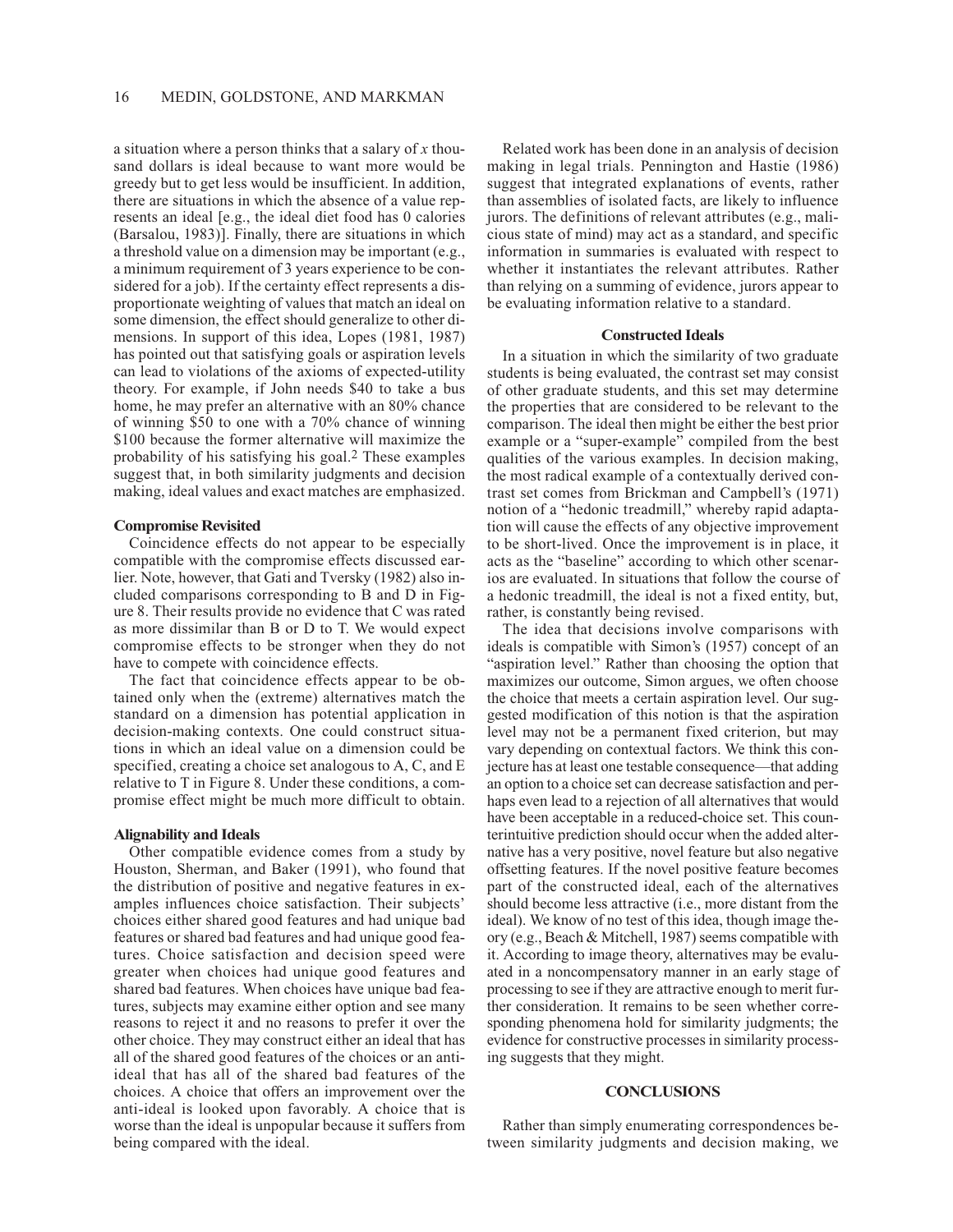a situation where a person thinks that a salary of $x$ thousand dollars is ideal because to want more would be greedy but to get less would be insufficient. In addition, there are situations in which the absence of a value represents an ideal [e.g., the ideal diet food has 0 calories (Barsalou, 1983)]. Finally, there are situations in which a threshold value on a dimension may be important (e.g., a minimum requirement of 3 years experience to be considered for a job). If the certainty effect represents a disproportionate weighting of values that match an ideal on some dimension, the effect should generalize to other dimensions. In support of this idea, Lopes (1981, 1987) has pointed out that satisfying goals or aspiration levels can lead to violations of the axioms of expected-utility theory. For example, if John needs \$40 to take a bus home, he may prefer an alternative with an 80% chance of winning \$50 to one with a 70% chance of winning \$100 because the former alternative will maximize the probability of his satisfying his goal.[2] These examples suggest that, in both similarity judgments and decision making, ideal values and exact matches are emphasized.

### Compromise Revisited

Coincidence effects do not appear to be especially compatible with the compromise effects discussed earlier. Note, however, that Gati and Tversky (1982) also included comparisons corresponding to B and D in Figure 8. Their results provide no evidence that C was rated as more dissimilar than B or D to T. We would expect compromise effects to be stronger when they do not have to compete with coincidence effects.

The fact that coincidence effects appear to be obtained only when the (extreme) alternatives match the standard on a dimension has potential application in decision-making contexts. One could construct situations in which an ideal value on a dimension could be specified, creating a choice set analogous to A, C, and E relative to T in Figure 8. Under these conditions, a compromise effect might be much more difficult to obtain.

### Alignability and Ideals

Other compatible evidence comes from a study by Houston, Sherman, and Baker (1991), who found that the distribution of positive and negative features in examples influences choice satisfaction. Their subjects' choices either shared good features and had unique bad features or shared bad features and had unique good features. Choice satisfaction and decision speed were greater when choices had unique good features and shared bad features. When choices have unique bad features, subjects may examine either option and see many reasons to reject it and no reasons to prefer it over the other choice. They may construct either an ideal that has all of the shared good features of the choices or an anti-ideal that has all of the shared bad features of the choices. A choice that offers an improvement over the anti-ideal is looked upon favorably. A choice that is worse than the ideal is unpopular because it suffers from being compared with the ideal.

Related work has been done in an analysis of decision making in legal trials. Pennington and Hastie (1986) suggest that integrated explanations of events, rather than assemblies of isolated facts, are likely to influence jurors. The definitions of relevant attributes (e.g., malicious state of mind) may act as a standard, and specific information in summaries is evaluated with respect to whether it instantiates the relevant attributes. Rather than relying on a summing of evidence, jurors appear to be evaluating information relative to a standard.

### Constructed Ideals

In a situation in which the similarity of two graduate students is being evaluated, the contrast set may consist of other graduate students, and this set may determine the properties that are considered to be relevant to the comparison. The ideal then might be either the best prior example or a "super-example" compiled from the best qualities of the various examples. In decision making, the most radical example of a contextually derived contrast set comes from Brickman and Campbell's (1971) notion of a "hedonic treadmill," whereby rapid adaptation will cause the effects of any objective improvement to be short-lived. Once the improvement is in place, it acts as the "baseline" according to which other scenarios are evaluated. In situations that follow the course of a hedonic treadmill, the ideal is not a fixed entity, but, rather, is constantly being revised.

The idea that decisions involve comparisons with ideals is compatible with Simon's (1957) concept of an "aspiration level." Rather than choosing the option that maximizes our outcome, Simon argues, we often choose the choice that meets a certain aspiration level. Our suggested modification of this notion is that the aspiration level may not be a permanent fixed criterion, but may vary depending on contextual factors. We think this conjecture has at least one testable consequence—that adding an option to a choice set can decrease satisfaction and perhaps even lead to a rejection of all alternatives that would have been acceptable in a reduced-choice set. This counterintuitive prediction should occur when the added alternative has a very positive, novel feature but also negative offsetting features. If the novel positive feature becomes part of the constructed ideal, each of the alternatives should become less attractive (i.e., more distant from the ideal). We know of no test of this idea, though image theory (e.g., Beach & Mitchell, 1987) seems compatible with it. According to image theory, alternatives may be evaluated in a noncompensatory manner in an early stage of processing to see if they are attractive enough to merit further consideration. It remains to be seen whether corresponding phenomena hold for similarity judgments; the evidence for constructive processes in similarity processing suggests that they might.

## CONCLUSIONS

Rather than simply enumerating correspondences between similarity judgments and decision making, we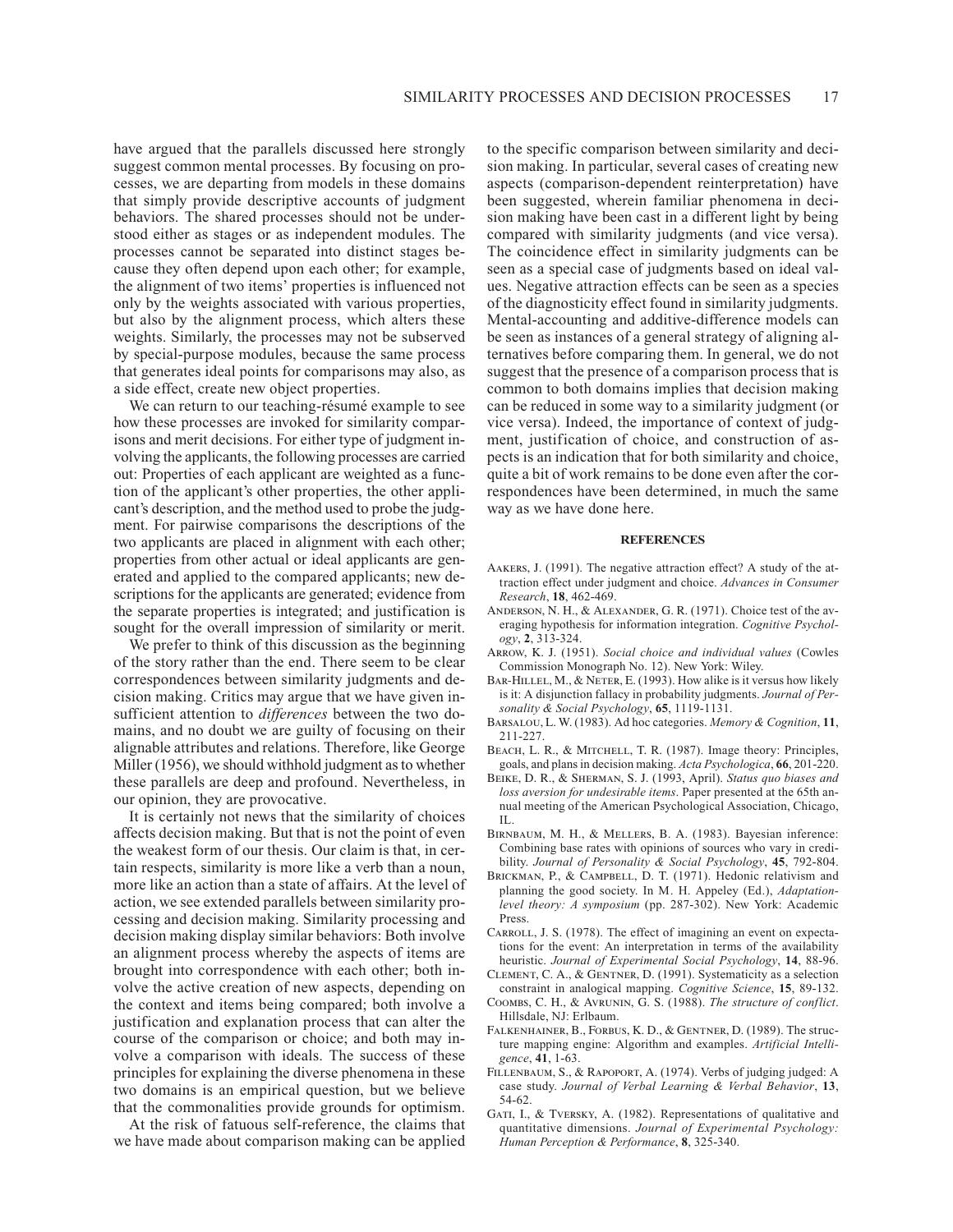have argued that the parallels discussed here strongly suggest common mental processes. By focusing on processes, we are departing from models in these domains that simply provide descriptive accounts of judgment behaviors. The shared processes should not be understood either as stages or as independent modules. The processes cannot be separated into distinct stages because they often depend upon each other; for example, the alignment of two items' properties is influenced not only by the weights associated with various properties, but also by the alignment process, which alters these weights. Similarly, the processes may not be subserved by special-purpose modules, because the same process that generates ideal points for comparisons may also, as a side effect, create new object properties.

We can return to our teaching-résumé example to see how these processes are invoked for similarity comparisons and merit decisions. For either type of judgment involving the applicants, the following processes are carried out: Properties of each applicant are weighted as a function of the applicant's other properties, the other applicant's description, and the method used to probe the judgment. For pairwise comparisons the descriptions of the two applicants are placed in alignment with each other; properties from other actual or ideal applicants are generated and applied to the compared applicants; new descriptions for the applicants are generated; evidence from the separate properties is integrated; and justification is sought for the overall impression of similarity or merit.

We prefer to think of this discussion as the beginning of the story rather than the end. There seem to be clear correspondences between similarity judgments and decision making. Critics may argue that we have given insufficient attention to *differences* between the two domains, and no doubt we are guilty of focusing on their alignable attributes and relations. Therefore, like George Miller (1956), we should withhold judgment as to whether these parallels are deep and profound. Nevertheless, in our opinion, they are provocative.

It is certainly not news that the similarity of choices affects decision making. But that is not the point of even the weakest form of our thesis. Our claim is that, in certain respects, similarity is more like a verb than a noun, more like an action than a state of affairs. At the level of action, we see extended parallels between similarity processing and decision making. Similarity processing and decision making display similar behaviors: Both involve an alignment process whereby the aspects of items are brought into correspondence with each other; both involve the active creation of new aspects, depending on the context and items being compared; both involve a justification and explanation process that can alter the course of the comparison or choice; and both may involve a comparison with ideals. The success of these principles for explaining the diverse phenomena in these two domains is an empirical question, but we believe that the commonalities provide grounds for optimism.

At the risk of fatuous self-reference, the claims that we have made about comparison making can be applied to the specific comparison between similarity and decision making. In particular, several cases of creating new aspects (comparison-dependent reinterpretation) have been suggested, wherein familiar phenomena in decision making have been cast in a different light by being compared with similarity judgments (and vice versa). The coincidence effect in similarity judgments can be seen as a special case of judgments based on ideal values. Negative attraction effects can be seen as a species of the diagnosticity effect found in similarity judgments. Mental-accounting and additive-difference models can be seen as instances of a general strategy of aligning alternatives before comparing them. In general, we do not suggest that the presence of a comparison process that is common to both domains implies that decision making can be reduced in some way to a similarity judgment (or vice versa). Indeed, the importance of context of judgment, justification of choice, and construction of aspects is an indication that for both similarity and choice, quite a bit of work remains to be done even after the correspondences have been determined, in much the same way as we have done here.

## REFERENCES

Aakers, J. (1991). The negative attraction effect? A study of the attraction effect under judgment and choice. *Advances in Consumer Research*, **18**, 462-469.

Anderson, N. H., & Alexander, G. R. (1971). Choice test of the averaging hypothesis for information integration. *Cognitive Psychology*, **2**, 313-324.

Arrow, K. J. (1951). *Social choice and individual values* (Cowles Commission Monograph No. 12). New York: Wiley.

Bar-Hillel, M., & Neter, E. (1993). How alike is it versus how likely is it: A disjunction fallacy in probability judgments. *Journal of Personality & Social Psychology*, **65**, 1119-1131.

Barsalou, L. W. (1983). Ad hoc categories. *Memory & Cognition*, **11**, 211-227.

Beach, L. R., & Mitchell, T. R. (1987). Image theory: Principles, goals, and plans in decision making. *Acta Psychologica*, **66**, 201-220.

Beike, D. R., & Sherman, S. J. (1993, April). *Status quo biases and loss aversion for undesirable items*. Paper presented at the 65th annual meeting of the American Psychological Association, Chicago, IL.

Birnbaum, M. H., & Mellers, B. A. (1983). Bayesian inference: Combining base rates with opinions of sources who vary in credibility. *Journal of Personality & Social Psychology*, **45**, 792-804.

Brickman, P., & Campbell, D. T. (1971). Hedonic relativism and planning the good society. In M. H. Appeley (Ed.), *Adaptation-level theory: A symposium* (pp. 287-302). New York: Academic Press.

Carroll, J. S. (1978). The effect of imagining an event on expectations for the event: An interpretation in terms of the availability heuristic. *Journal of Experimental Social Psychology*, **14**, 88-96.

Clement, C. A., & Gentner, D. (1991). Systematicity as a selection constraint in analogical mapping. *Cognitive Science*, **15**, 89-132.

Coombs, C. H., & Avrunin, G. S. (1988). *The structure of conflict*. Hillsdale, NJ: Erlbaum.

Falkenhainer, B., Forbus, K. D., & Gentner, D. (1989). The structure mapping engine: Algorithm and examples. *Artificial Intelligence*, **41**, 1-63.

Fillenbaum, S., & Rapoport, A. (1974). Verbs of judging judged: A case study. *Journal of Verbal Learning & Verbal Behavior*, **13**, 54-62.

Gati, I., & Tversky, A. (1982). Representations of qualitative and quantitative dimensions. *Journal of Experimental Psychology: Human Perception & Performance*, **8**, 325-340.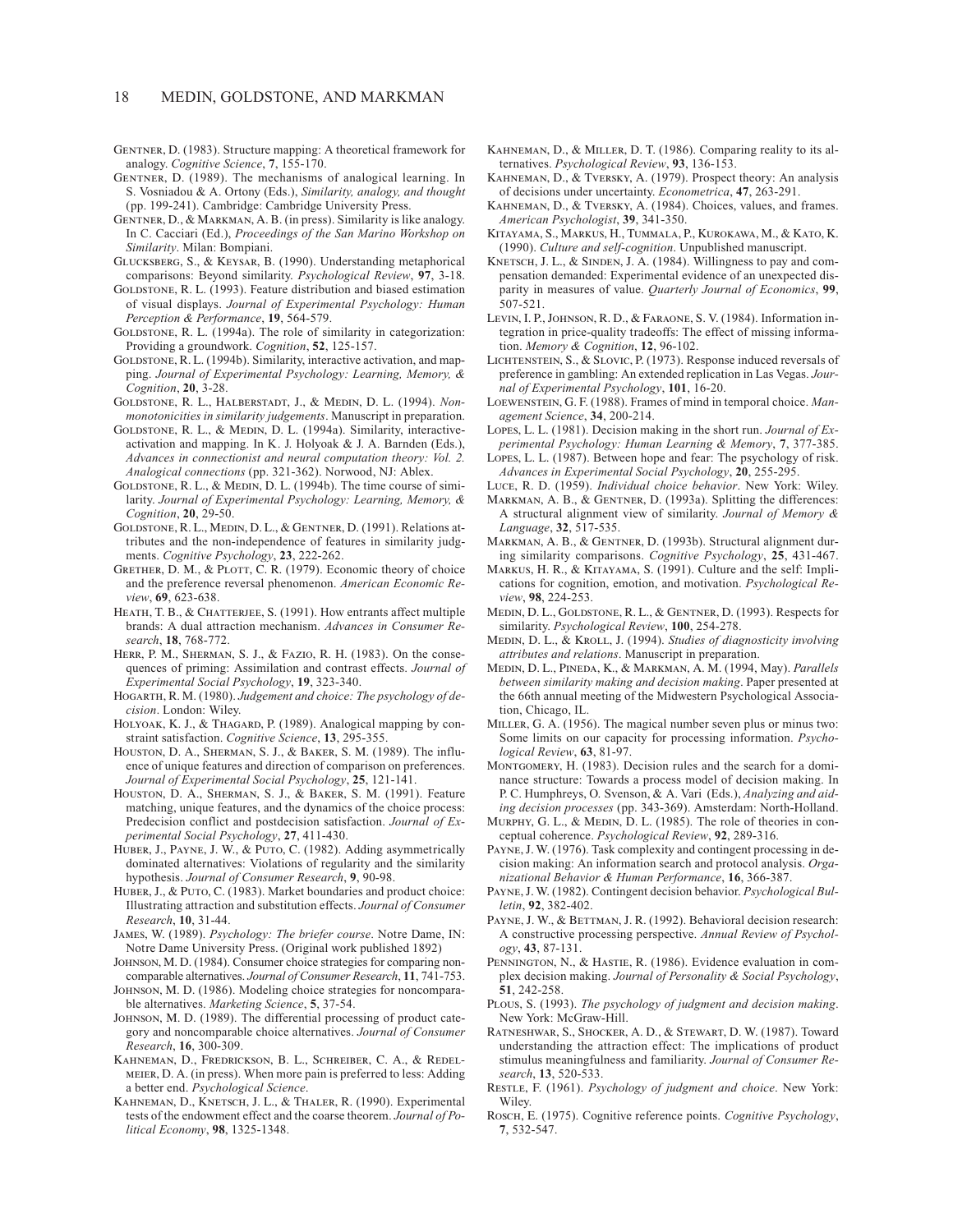Gentner, D. (1983). Structure mapping: A theoretical framework for analogy. *Cognitive Science*, **7**, 155-170.

Gentner, D. (1989). The mechanisms of analogical learning. In S. Vosniadou & A. Ortony (Eds.), *Similarity, analogy, and thought* (pp. 199-241). Cambridge: Cambridge University Press.

Gentner, D., & Markman, A. B. (in press). Similarity is like analogy. In C. Cacciari (Ed.), *Proceedings of the San Marino Workshop on Similarity*. Milan: Bompiani.

Glucksberg, S., & Keysar, B. (1990). Understanding metaphorical comparisons: Beyond similarity. *Psychological Review*, **97**, 3-18.

Goldstone, R. L. (1993). Feature distribution and biased estimation of visual displays. *Journal of Experimental Psychology: Human Perception & Performance*, **19**, 564-579.

Goldstone, R. L. (1994a). The role of similarity in categorization: Providing a groundwork. *Cognition*, **52**, 125-157.

Goldstone, R. L. (1994b). Similarity, interactive activation, and mapping. *Journal of Experimental Psychology: Learning, Memory, & Cognition*, **20**, 3-28.

Goldstone, R. L., Halberstadt, J., & Medin, D. L. (1994). *Nonmonotonicities in similarity judgements*. Manuscript in preparation.

Goldstone, R. L., & Medin, D. L. (1994a). Similarity, interactive-activation and mapping. In K. J. Holyoak & J. A. Barnden (Eds.), *Advances in connectionist and neural computation theory: Vol. 2. Analogical connections* (pp. 321-362). Norwood, NJ: Ablex.

Goldstone, R. L., & Medin, D. L. (1994b). The time course of similarity. *Journal of Experimental Psychology: Learning, Memory, & Cognition*, **20**, 29-50.

Goldstone, R. L., Medin, D. L., & Gentner, D. (1991). Relations attributes and the non-independence of features in similarity judgments. *Cognitive Psychology*, **23**, 222-262.

Grether, D. M., & Plott, C. R. (1979). Economic theory of choice and the preference reversal phenomenon. *American Economic Review*, **69**, 623-638.

Heath, T. B., & Chatterjee, S. (1991). How entrants affect multiple brands: A dual attraction mechanism. *Advances in Consumer Research*, **18**, 768-772.

Herr, P. M., Sherman, S. J., & Fazio, R. H. (1983). On the consequences of priming: Assimilation and contrast effects. *Journal of Experimental Social Psychology*, **19**, 323-340.

Hogarth, R. M. (1980). *Judgement and choice: The psychology of decision*. London: Wiley.

Holyoak, K. J., & Thagard, P. (1989). Analogical mapping by constraint satisfaction. *Cognitive Science*, **13**, 295-355.

Houston, D. A., Sherman, S. J., & Baker, S. M. (1989). The influence of unique features and direction of comparison on preferences. *Journal of Experimental Social Psychology*, **25**, 121-141.

Houston, D. A., Sherman, S. J., & Baker, S. M. (1991). Feature matching, unique features, and the dynamics of the choice process: Predecision conflict and postdecision satisfaction. *Journal of Experimental Social Psychology*, **27**, 411-430.

Huber, J., Payne, J. W., & Puto, C. (1982). Adding asymmetrically dominated alternatives: Violations of regularity and the similarity hypothesis. *Journal of Consumer Research*, **9**, 90-98.

Huber, J., & Puto, C. (1983). Market boundaries and product choice: Illustrating attraction and substitution effects. *Journal of Consumer Research*, **10**, 31-44.

James, W. (1989). *Psychology: The briefer course*. Notre Dame, IN: Notre Dame University Press. (Original work published 1892)

Johnson, M. D. (1984). Consumer choice strategies for comparing noncomparable alternatives. *Journal of Consumer Research*, **11**, 741-753.

Johnson, M. D. (1986). Modeling choice strategies for noncomparable alternatives. *Marketing Science*, **5**, 37-54.

Johnson, M. D. (1989). The differential processing of product category and noncomparable choice alternatives. *Journal of Consumer Research*, **16**, 300-309.

Kahneman, D., Fredrickson, B. L., Schreiber, C. A., & Redelmeier, D. A. (in press). When more pain is preferred to less: Adding a better end. *Psychological Science*.

Kahneman, D., Knetsch, J. L., & Thaler, R. (1990). Experimental tests of the endowment effect and the coarse theorem. *Journal of Political Economy*, **98**, 1325-1348.

Kahneman, D., & Miller, D. T. (1986). Comparing reality to its alternatives. *Psychological Review*, **93**, 136-153.

Kahneman, D., & Tversky, A. (1979). Prospect theory: An analysis of decisions under uncertainty. *Econometrica*, **47**, 263-291.

Kahneman, D., & Tversky, A. (1984). Choices, values, and frames. *American Psychologist*, **39**, 341-350.

Kitayama, S., Markus, H., Tummala, P., Kurokawa, M., & Kato, K. (1990). *Culture and self-cognition*. Unpublished manuscript.

Knetsch, J. L., & Sinden, J. A. (1984). Willingness to pay and compensation demanded: Experimental evidence of an unexpected disparity in measures of value. *Quarterly Journal of Economics*, **99**, 507-521.

Levin, I. P., Johnson, R. D., & Faraone, S. V. (1984). Information integration in price-quality tradeoffs: The effect of missing information. *Memory & Cognition*, **12**, 96-102.

Lichtenstein, S., & Slovic, P. (1973). Response induced reversals of preference in gambling: An extended replication in Las Vegas. *Journal of Experimental Psychology*, **101**, 16-20.

Loewenstein, G. F. (1988). Frames of mind in temporal choice. *Management Science*, **34**, 200-214.

Lopes, L. L. (1981). Decision making in the short run. *Journal of Experimental Psychology: Human Learning & Memory*, **7**, 377-385.

Lopes, L. L. (1987). Between hope and fear: The psychology of risk. *Advances in Experimental Social Psychology*, **20**, 255-295.

Luce, R. D. (1959). *Individual choice behavior*. New York: Wiley.

Markman, A. B., & Gentner, D. (1993a). Splitting the differences: A structural alignment view of similarity. *Journal of Memory & Language*, **32**, 517-535.

Markman, A. B., & Gentner, D. (1993b). Structural alignment during similarity comparisons. *Cognitive Psychology*, **25**, 431-467.

Markus, H. R., & Kitayama, S. (1991). Culture and the self: Implications for cognition, emotion, and motivation. *Psychological Review*, **98**, 224-253.

Medin, D. L., Goldstone, R. L., & Gentner, D. (1993). Respects for similarity. *Psychological Review*, **100**, 254-278.

Medin, D. L., & Kroll, J. (1994). *Studies of diagnosticity involving attributes and relations*. Manuscript in preparation.

Medin, D. L., Pineda, K., & Markman, A. M. (1994, May). *Parallels between similarity making and decision making*. Paper presented at the 66th annual meeting of the Midwestern Psychological Association, Chicago, IL.

Miller, G. A. (1956). The magical number seven plus or minus two: Some limits on our capacity for processing information. *Psychological Review*, **63**, 81-97.

Montgomery, H. (1983). Decision rules and the search for a dominance structure: Towards a process model of decision making. In P. C. Humphreys, O. Svenson, & A. Vari (Eds.), *Analyzing and aiding decision processes* (pp. 343-369). Amsterdam: North-Holland.

Murphy, G. L., & Medin, D. L. (1985). The role of theories in conceptual coherence. *Psychological Review*, **92**, 289-316.

Payne, J. W. (1976). Task complexity and contingent processing in decision making: An information search and protocol analysis. *Organizational Behavior & Human Performance*, **16**, 366-387.

Payne, J. W. (1982). Contingent decision behavior. *Psychological Bulletin*, **92**, 382-402.

Payne, J. W., & Bettman, J. R. (1992). Behavioral decision research: A constructive processing perspective. *Annual Review of Psychology*, **43**, 87-131.

Pennington, N., & Hastie, R. (1986). Evidence evaluation in complex decision making. *Journal of Personality & Social Psychology*, **51**, 242-258.

Plous, S. (1993). *The psychology of judgment and decision making*. New York: McGraw-Hill.

Ratneshwar, S., Shocker, A. D., & Stewart, D. W. (1987). Toward understanding the attraction effect: The implications of product stimulus meaningfulness and familiarity. *Journal of Consumer Research*, **13**, 520-533.

Restle, F. (1961). *Psychology of judgment and choice*. New York: Wiley.

Rosch, E. (1975). Cognitive reference points. *Cognitive Psychology*, **7**, 532-547.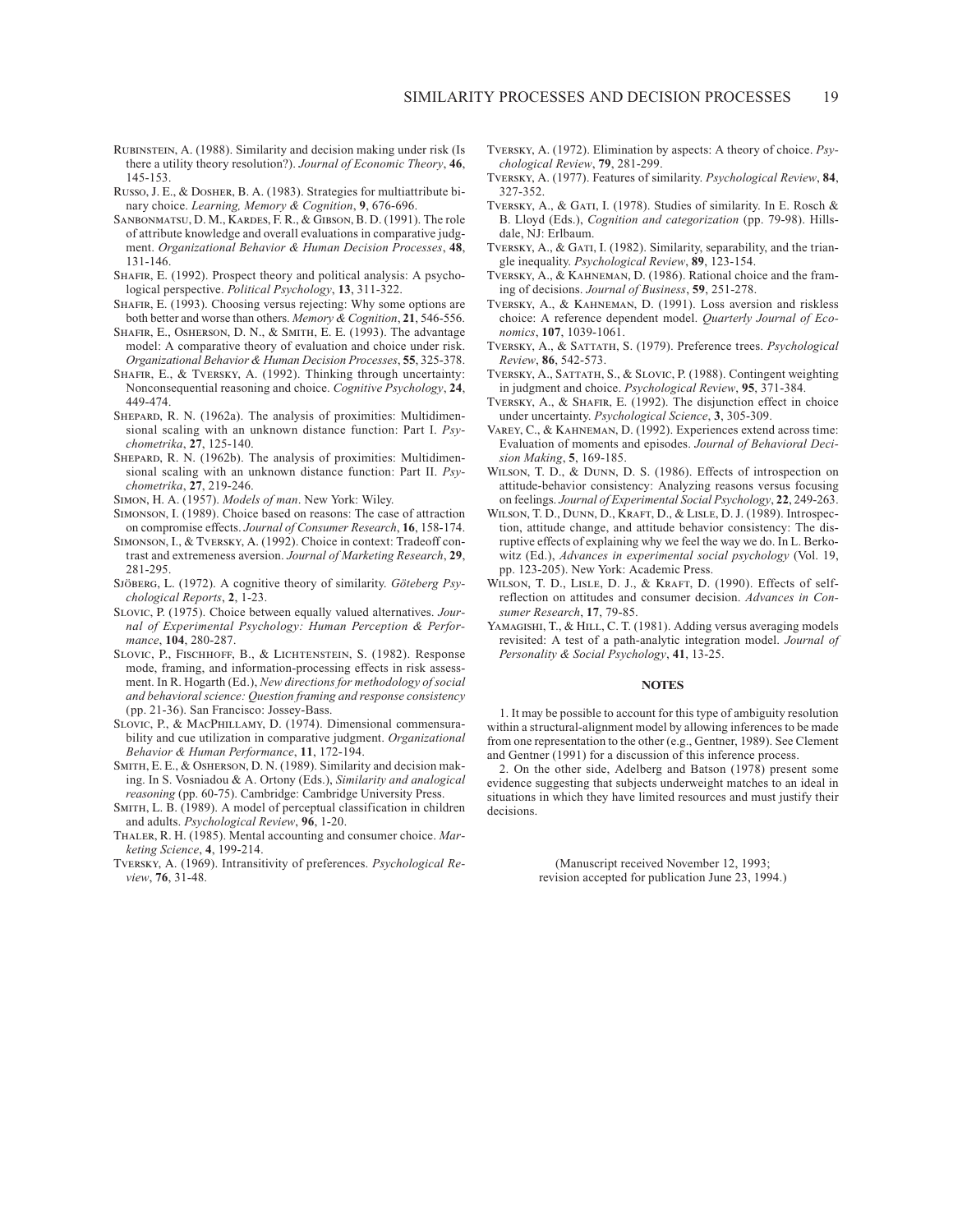Rubinstein, A. (1988). Similarity and decision making under risk (Is there a utility theory resolution?). *Journal of Economic Theory*, **46**, 145-153.

Russo, J. E., & Dosher, B. A. (1983). Strategies for multiattribute binary choice. *Learning, Memory & Cognition*, **9**, 676-696.

Sanbonmatsu, D. M., Kardes, F. R., & Gibson, B. D. (1991). The role of attribute knowledge and overall evaluations in comparative judgment. *Organizational Behavior & Human Decision Processes*, **48**, 131-146.

Shafir, E. (1992). Prospect theory and political analysis: A psychological perspective. *Political Psychology*, **13**, 311-322.

Shafir, E. (1993). Choosing versus rejecting: Why some options are both better and worse than others. *Memory & Cognition*, **21**, 546-556.

Shafir, E., Osherson, D. N., & Smith, E. E. (1993). The advantage model: A comparative theory of evaluation and choice under risk. *Organizational Behavior & Human Decision Processes*, **55**, 325-378.

Shafir, E., & Tversky, A. (1992). Thinking through uncertainty: Nonconsequential reasoning and choice. *Cognitive Psychology*, **24**, 449-474.

Shepard, R. N. (1962a). The analysis of proximities: Multidimensional scaling with an unknown distance function: Part I. *Psychometrika*, **27**, 125-140.

Shepard, R. N. (1962b). The analysis of proximities: Multidimensional scaling with an unknown distance function: Part II. *Psychometrika*, **27**, 219-246.

Simon, H. A. (1957). *Models of man*. New York: Wiley.

Simonson, I. (1989). Choice based on reasons: The case of attraction on compromise effects. *Journal of Consumer Research*, **16**, 158-174.

Simonson, I., & Tversky, A. (1992). Choice in context: Tradeoff contrast and extremeness aversion. *Journal of Marketing Research*, **29**, 281-295.

Sjöberg, L. (1972). A cognitive theory of similarity. *Göteberg Psychological Reports*, **2**, 1-23.

Slovic, P. (1975). Choice between equally valued alternatives. *Journal of Experimental Psychology: Human Perception & Performance*, **104**, 280-287.

Slovic, P., Fischhoff, B., & Lichtenstein, S. (1982). Response mode, framing, and information-processing effects in risk assessment. In R. Hogarth (Ed.), *New directions for methodology of social and behavioral science: Question framing and response consistency* (pp. 21-36). San Francisco: Jossey-Bass.

Slovic, P., & MacPhillamy, D. (1974). Dimensional commensurability and cue utilization in comparative judgment. *Organizational Behavior & Human Performance*, **11**, 172-194.

Smith, E. E., & Osherson, D. N. (1989). Similarity and decision making. In S. Vosniadou & A. Ortony (Eds.), *Similarity and analogical reasoning* (pp. 60-75). Cambridge: Cambridge University Press.

Smith, L. B. (1989). A model of perceptual classification in children and adults. *Psychological Review*, **96**, 1-20.

Thaler, R. H. (1985). Mental accounting and consumer choice. *Marketing Science*, **4**, 199-214.

Tversky, A. (1969). Intransitivity of preferences. *Psychological Review*, **76**, 31-48.

Tversky, A. (1972). Elimination by aspects: A theory of choice. *Psychological Review*, **79**, 281-299.

Tversky, A. (1977). Features of similarity. *Psychological Review*, **84**, 327-352.

Tversky, A., & Gati, I. (1978). Studies of similarity. In E. Rosch & B. Lloyd (Eds.), *Cognition and categorization* (pp. 79-98). Hillsdale, NJ: Erlbaum.

Tversky, A., & Gati, I. (1982). Similarity, separability, and the triangle inequality. *Psychological Review*, **89**, 123-154.

Tversky, A., & Kahneman, D. (1986). Rational choice and the framing of decisions. *Journal of Business*, **59**, 251-278.

Tversky, A., & Kahneman, D. (1991). Loss aversion and riskless choice: A reference dependent model. *Quarterly Journal of Economics*, **107**, 1039-1061.

Tversky, A., & Sattath, S. (1979). Preference trees. *Psychological Review*, **86**, 542-573.

Tversky, A., Sattath, S., & Slovic, P. (1988). Contingent weighting in judgment and choice. *Psychological Review*, **95**, 371-384.

Tversky, A., & Shafir, E. (1992). The disjunction effect in choice under uncertainty. *Psychological Science*, **3**, 305-309.

Varey, C., & Kahneman, D. (1992). Experiences extend across time: Evaluation of moments and episodes. *Journal of Behavioral Decision Making*, **5**, 169-185.

Wilson, T. D., & Dunn, D. S. (1986). Effects of introspection on attitude-behavior consistency: Analyzing reasons versus focusing on feelings. *Journal of Experimental Social Psychology*, **22**, 249-263.

Wilson, T. D., Dunn, D., Kraft, D., & Lisle, D. J. (1989). Introspection, attitude change, and attitude behavior consistency: The disruptive effects of explaining why we feel the way we do. In L. Berkowitz (Ed.), *Advances in experimental social psychology* (Vol. 19, pp. 123-205). New York: Academic Press.

Wilson, T. D., Lisle, D. J., & Kraft, D. (1990). Effects of self-reflection on attitudes and consumer decision. *Advances in Consumer Research*, **17**, 79-85.

Yamagishi, T., & Hill, C. T. (1981). Adding versus averaging models revisited: A test of a path-analytic integration model. *Journal of Personality & Social Psychology*, **41**, 13-25.

## NOTES

1. It may be possible to account for this type of ambiguity resolution within a structural-alignment model by allowing inferences to be made from one representation to the other (e.g., Gentner, 1989). See Clement and Gentner (1991) for a discussion of this inference process.

2. On the other side, Adelberg and Batson (1978) present some evidence suggesting that subjects underweight matches to an ideal in situations in which they have limited resources and must justify their decisions.

(Manuscript received November 12, 1993;
revision accepted for publication June 23, 1994.)